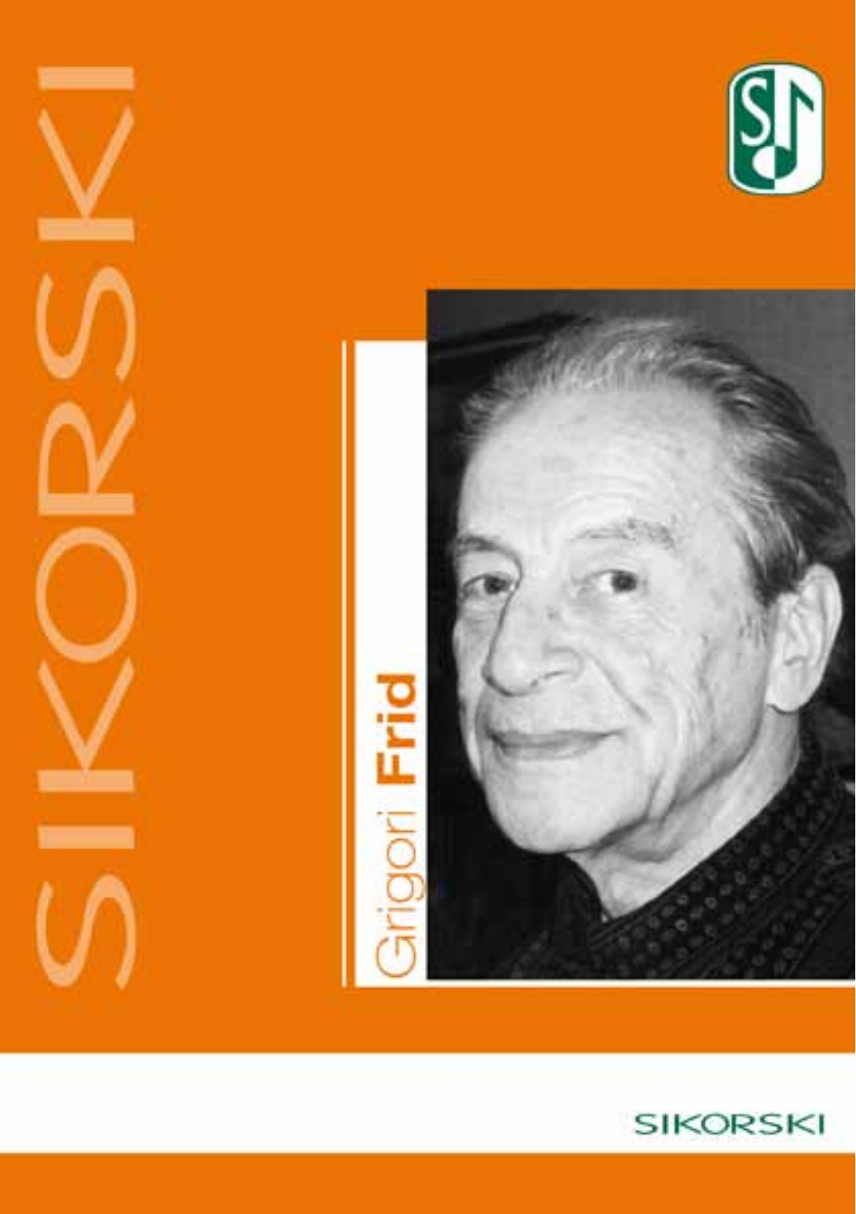# SIKORSKI

## Grigori **Frid**

SIKORSKI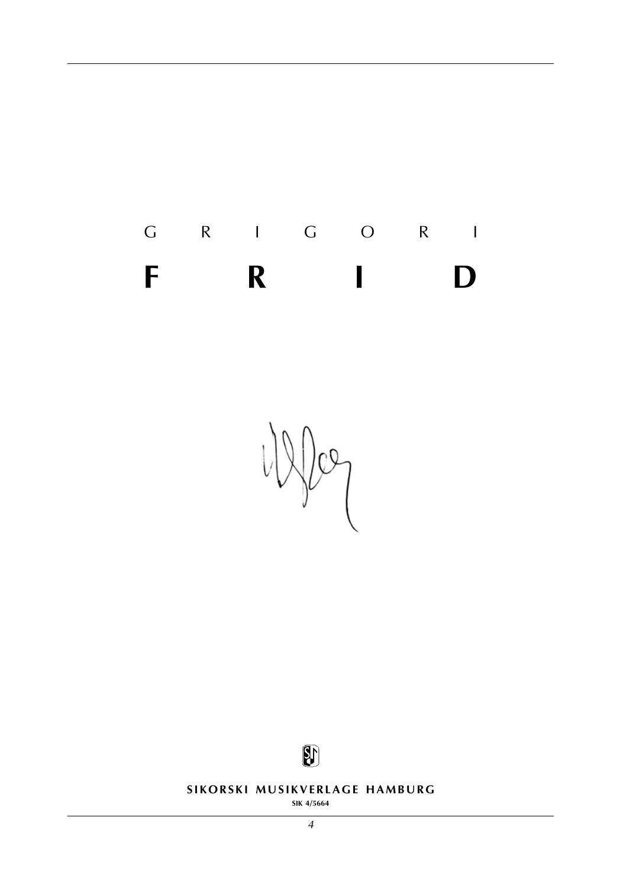G R I G O R I

# F R I D

**SIKORSKI MUSIKVERLAGE HAMBURG**

SIK 4/5664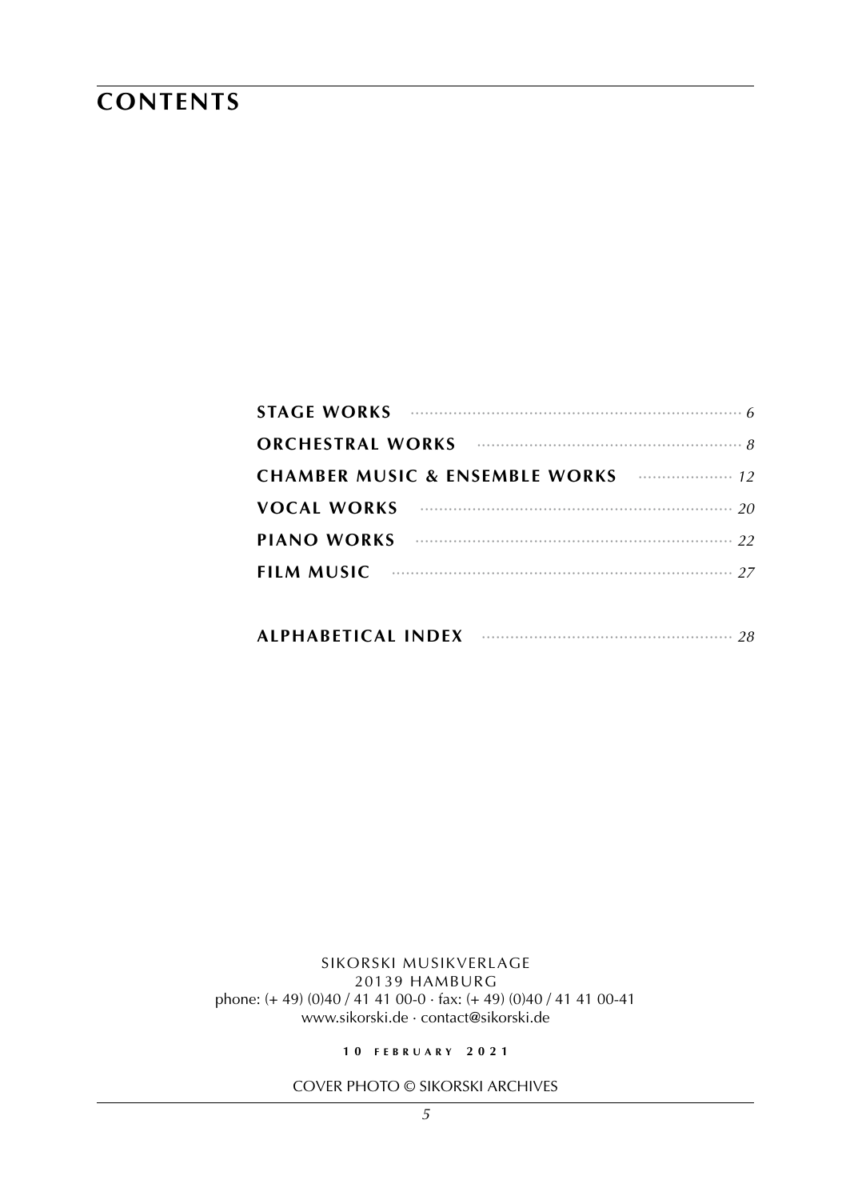# CONTENTS

| | |
|---|---|
| **STAGE WORKS** | *6* |
| **ORCHESTRAL WORKS** | *8* |
| **CHAMBER MUSIC & ENSEMBLE WORKS** | *12* |
| **VOCAL WORKS** | *20* |
| **PIANO WORKS** | *22* |
| **FILM MUSIC** | *27* |
| **ALPHABETICAL INDEX** | *28* |

SIKORSKI MUSIKVERLAGE
20139 HAMBURG
phone: (+ 49) (0)40 / 41 41 00-0 · fax: (+ 49) (0)40 / 41 41 00-41
www.sikorski.de · contact@sikorski.de

**10 FEBRUARY 2021**

COVER PHOTO © SIKORSKI ARCHIVES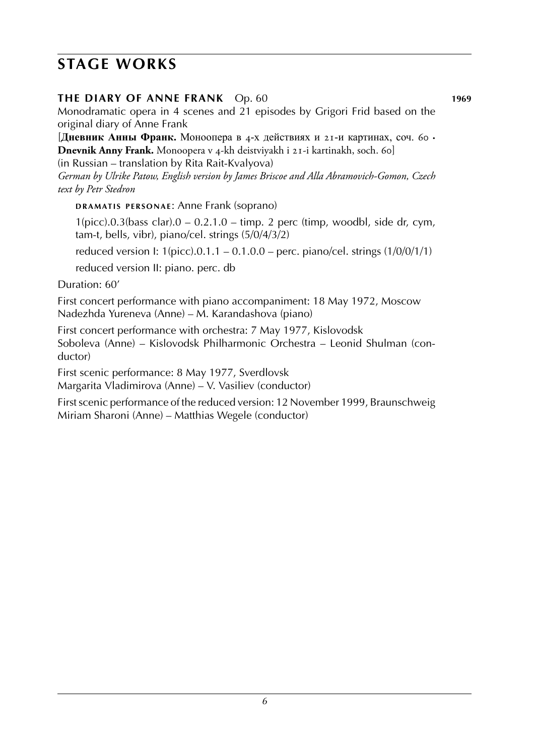# STAGE WORKS

**THE DIARY OF ANNE FRANK** Op. 60 **1969**

Monodramatic opera in 4 scenes and 21 episodes by Grigori Frid based on the original diary of Anne Frank

[**Дневник Анны Франк.** Монoопера в 4-х действиях и 21-и картинах, соч. 60 · **Dnevnik Anny Frank.** Monoopera v 4-kh deistviyakh i 21-i kartinakh, soch. 60]

(in Russian – translation by Rita Rait-Kvalyova)

*German by Ulrike Patow, English version by James Briscoe and Alla Abramovich-Gomon, Czech text by Petr Stedron*

DRAMATIS PERSONAE: Anne Frank (soprano)

1(picc).0.3(bass clar).0 – 0.2.1.0 – timp. 2 perc (timp, woodbl, side dr, cym, tam-t, bells, vibr), piano/cel. strings (5/0/4/3/2)

reduced version I: 1(picc).0.1.1 – 0.1.0.0 – perc. piano/cel. strings (1/0/0/1/1)

reduced version II: piano. perc. db

Duration: 60'

First concert performance with piano accompaniment: 18 May 1972, Moscow
Nadezhda Yureneva (Anne) – M. Karandashova (piano)

First concert performance with orchestra: 7 May 1977, Kislovodsk
Soboleva (Anne) – Kislovodsk Philharmonic Orchestra – Leonid Shulman (conductor)

First scenic performance: 8 May 1977, Sverdlovsk
Margarita Vladimirova (Anne) – V. Vasiliev (conductor)

First scenic performance of the reduced version: 12 November 1999, Braunschweig
Miriam Sharoni (Anne) – Matthias Wegele (conductor)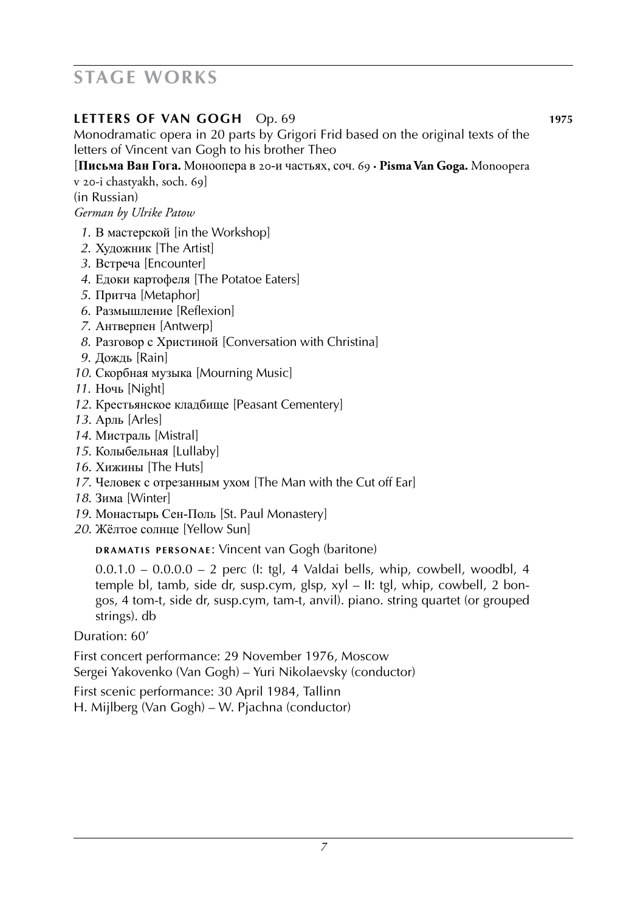# STAGE WORKS

## LETTERS OF VAN GOGH Op. 69 **1975**

Monodramatic opera in 20 parts by Grigori Frid based on the original texts of the letters of Vincent van Gogh to his brother Theo

[**Письма Ван Гога.** Моноопера в 20-и частьях, соч. 69 · **Pisma Van Goga.** Monoopera v 20-i chastyakh, soch. 69]

(in Russian)

*German by Ulrike Patow*

1. В мастерской [in the Workshop]
2. Художник [The Artist]
3. Встреча [Encounter]
4. Едоки картофеля [The Potatoe Eaters]
5. Притча [Metaphor]
6. Размышление [Reflexion]
7. Антверпен [Antwerp]
8. Разговор с Христиной [Conversation with Christina]
9. Дождь [Rain]
10. Скорбная музыка [Mourning Music]
11. Ночь [Night]
12. Крестьянское кладбище [Peasant Cementery]
13. Арль [Arles]
14. Мистраль [Mistral]
15. Колыбельная [Lullaby]
16. Хижины [The Huts]
17. Человек с отрезанным ухом [The Man with the Cut off Ear]
18. Зима [Winter]
19. Монастырь Сен-Поль [St. Paul Monastery]
20. Жёлтое солнце [Yellow Sun]

DRAMATIS PERSONAE: Vincent van Gogh (baritone)

0.0.1.0 – 0.0.0.0 – 2 perc (I: tgl, 4 Valdai bells, whip, cowbell, woodbl, 4 temple bl, tamb, side dr, susp.cym, glsp, xyl – II: tgl, whip, cowbell, 2 bongos, 4 tom-t, side dr, susp.cym, tam-t, anvil). piano. string quartet (or grouped strings). db

Duration: 60'

First concert performance: 29 November 1976, Moscow
Sergei Yakovenko (Van Gogh) – Yuri Nikolaevsky (conductor)

First scenic performance: 30 April 1984, Tallinn
H. Mijlberg (Van Gogh) – W. Pjachna (conductor)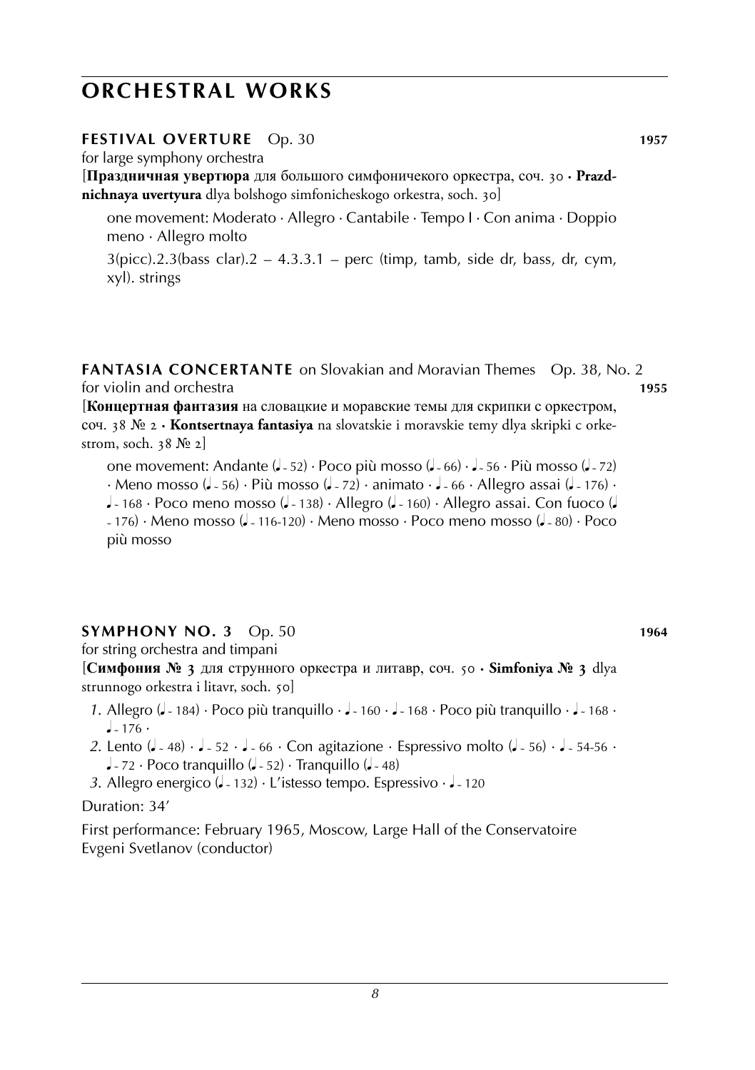# ORCHESTRAL WORKS

**FESTIVAL OVERTURE** Op. 30 **1957**

for large symphony orchestra

[**Праздничная увертюра** для большого симфоничекого оркестра, соч. 30 · **Prazdnichnaya uvertyura** dlya bolshogo simfonicheskogo orkestra, soch. 30]

one movement: Moderato · Allegro · Cantabile · Tempo I · Con anima · Doppio meno · Allegro molto

3(picc).2.3(bass clar).2 – 4.3.3.1 – perc (timp, tamb, side dr, bass, dr, cym, xyl). strings

**FANTASIA CONCERTANTE** on Slovakian and Moravian Themes Op. 38, No. 2

for violin and orchestra **1955**

[**Концертная фантазия** на словацкие и моравские темы для скрипки с оркестром, соч. 38 № 2 · **Kontsertnaya fantasiya** na slovatskie i moravskie temy dlya skripki c orkestrom, soch. 38 № 2]

one movement: Andante (♩~ 52) · Poco più mosso (♩~ 66) · ♩~ 56 · Più mosso (♩~ 72) · Meno mosso (♩~ 56) · Più mosso (♩~ 72) · animato · ♩~ 66 · Allegro assai (♩~ 176) · ♩~ 168 · Poco meno mosso (♩~ 138) · Allegro (♩~ 160) · Allegro assai. Con fuoco (♩~ 176) · Meno mosso (♩~ 116-120) · Meno mosso · Poco meno mosso (♩~ 80) · Poco più mosso

**SYMPHONY NO. 3** Op. 50 **1964**

for string orchestra and timpani

[**Симфония № 3** для струнного оркестра и литавр, соч. 50 · **Simfoniya № 3** dlya strunnogo orkestra i litavr, soch. 50]

1. Allegro (♩~ 184) · Poco più tranquillo · ♩~ 160 · ♩~ 168 · Poco più tranquillo · ♩~ 168 · ♩~ 176 ·
2. Lento (♩~ 48) · ♩~ 52 · ♩~ 66 · Con agitazione · Espressivo molto (♩~ 56) · ♩~ 54-56 · ♩~ 72 · Poco tranquillo (♩~ 52) · Tranquillo (♩~ 48)
3. Allegro energico (♩~ 132) · L'istesso tempo. Espressivo · ♩~ 120

Duration: 34'

First performance: February 1965, Moscow, Large Hall of the Conservatoire
Evgeni Svetlanov (conductor)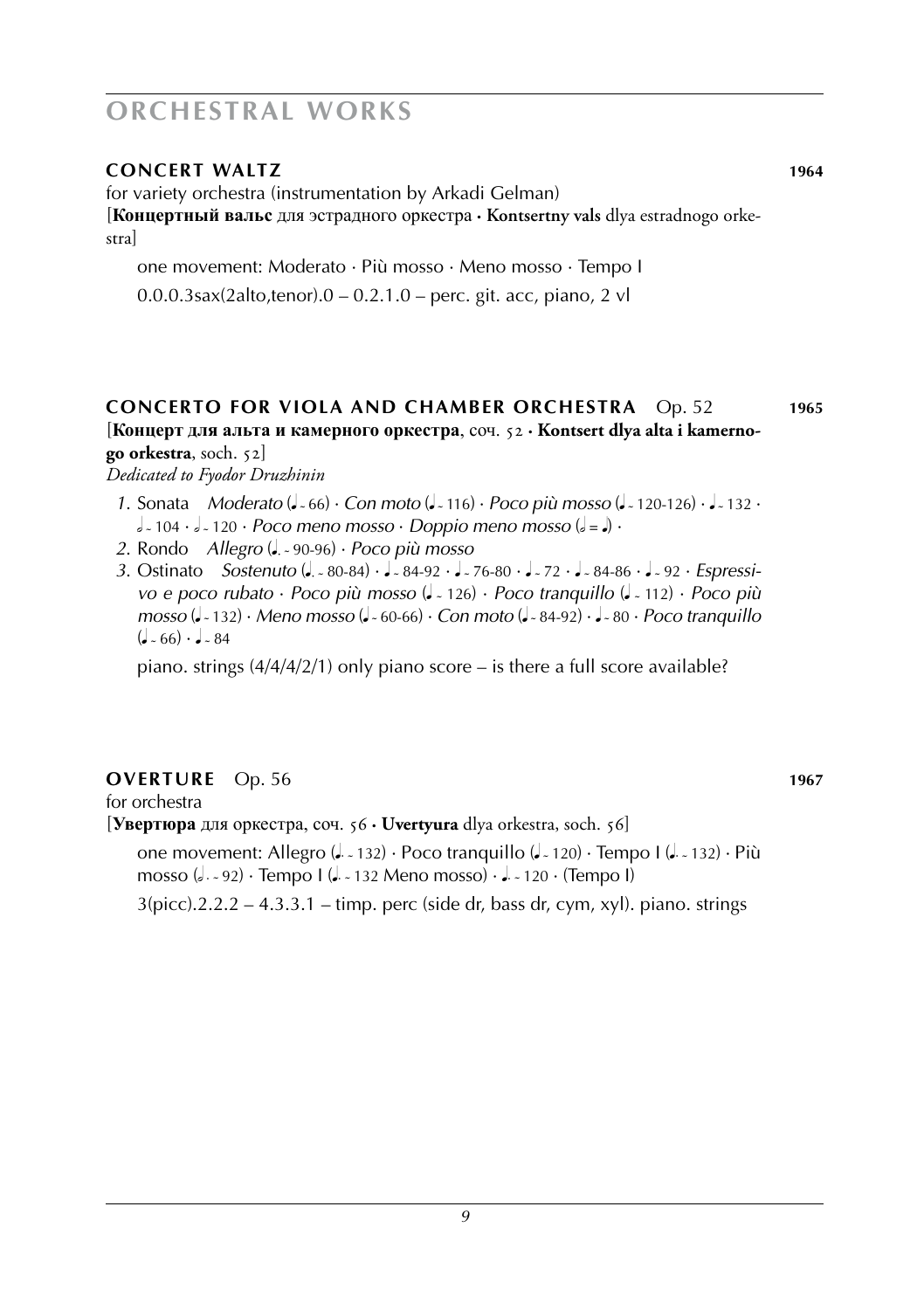# ORCHESTRAL WORKS

## CONCERT WALTZ 1964

for variety orchestra (instrumentation by Arkadi Gelman)
[**Концертный вальс** для эстрадного оркестра · **Kontsertny vals** dlya estradnogo orkestra]

one movement: Moderato · Più mosso · Meno mosso · Tempo I

0.0.0.3sax(2alto,tenor).0 – 0.2.1.0 – perc. git. acc, piano, 2 vl

## CONCERTO FOR VIOLA AND CHAMBER ORCHESTRA Op. 52 1965

[**Концерт для альта и камерного оркестра**, соч. 52 · **Kontsert dlya alta i kamernogo orkestra**, soch. 52]
*Dedicated to Fyodor Druzhinin*

1. Sonata *Moderato* (♩~ 66) · *Con moto* (♩~ 116) · *Poco più mosso* (♩~ 120-126) · ♩~ 132 · 𝅗𝅥~ 104 · 𝅗𝅥~ 120 · *Poco meno mosso* · *Doppio meno mosso* (𝅗𝅥 = ♩) ·
2. Rondo *Allegro* (♩. ~ 90-96) · *Poco più mosso*
3. Ostinato *Sostenuto* (♩. ~ 80-84) · ♩~ 84-92 · ♩~ 76-80 · ♩~ 72 · ♩~ 84-86 · ♩~ 92 · *Espressivo e poco rubato* · *Poco più mosso* (♩~ 126) · *Poco tranquillo* (♩~ 112) · *Poco più mosso* (♩~ 132) · *Meno mosso* (♩~ 60-66) · *Con moto* (♩~ 84-92) · ♩~ 80 · *Poco tranquillo* (♩~ 66) · ♩~ 84

piano. strings (4/4/4/2/1) only piano score – is there a full score available?

## OVERTURE Op. 56 1967

for orchestra
[**Увертюра** для оркестра, соч. 56 · **Uvertyura** dlya orkestra, soch. 56]

one movement: Allegro (♩. ~ 132) · Poco tranquillo (♩~ 120) · Tempo I (♩. ~ 132) · Più mosso (𝅗𝅥. ~ 92) · Tempo I (♩. ~ 132 Meno mosso) · ♩. ~ 120 · (Tempo I)

3(picc).2.2.2 – 4.3.3.1 – timp. perc (side dr, bass dr, cym, xyl). piano. strings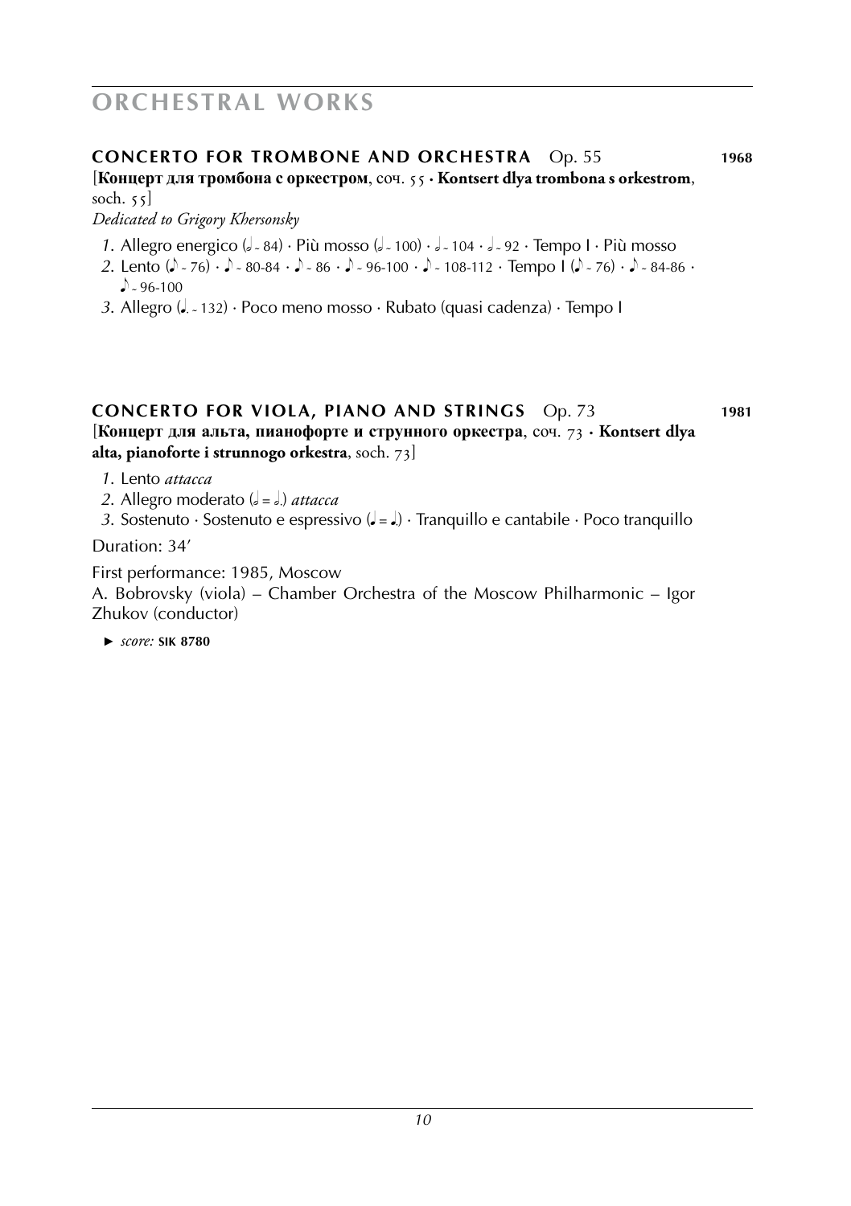# ORCHESTRAL WORKS

## CONCERTO FOR TROMBONE AND ORCHESTRA Op. 55 **1968**

[**Концерт для тромбона с оркестром**, соч. 55 · **Kontsert dlya trombona s orkestrom**, soch. 55]

*Dedicated to Grigory Khersonsky*

*1.* Allegro energico (𝅗𝅥 ~ 84) · Più mosso (𝅗𝅥 ~ 100) · 𝅗𝅥 ~ 104 · 𝅗𝅥 ~ 92 · Tempo I · Più mosso
*2.* Lento (♪ ~ 76) · ♪ ~ 80-84 · ♪ ~ 86 · ♪ ~ 96-100 · ♪ ~ 108-112 · Tempo I (♪ ~ 76) · ♪ ~ 84-86 · ♪ ~ 96-100
*3.* Allegro (♩. ~ 132) · Poco meno mosso · Rubato (quasi cadenza) · Tempo I

## CONCERTO FOR VIOLA, PIANO AND STRINGS Op. 73 **1981**

[**Концерт для альта, пианофорте и струнного оркестра**, соч. 73 · **Kontsert dlya alta, pianoforte i strunnogo orkestra**, soch. 73]

*1.* Lento *attacca*
*2.* Allegro moderato (𝅗𝅥 = 𝅗𝅥.) *attacca*
*3.* Sostenuto · Sostenuto e espressivo (♩ = ♩.) · Tranquillo e cantabile · Poco tranquillo

Duration: 34′

First performance: 1985, Moscow
A. Bobrovsky (viola) – Chamber Orchestra of the Moscow Philharmonic – Igor Zhukov (conductor)

► *score:* **SIK 8780**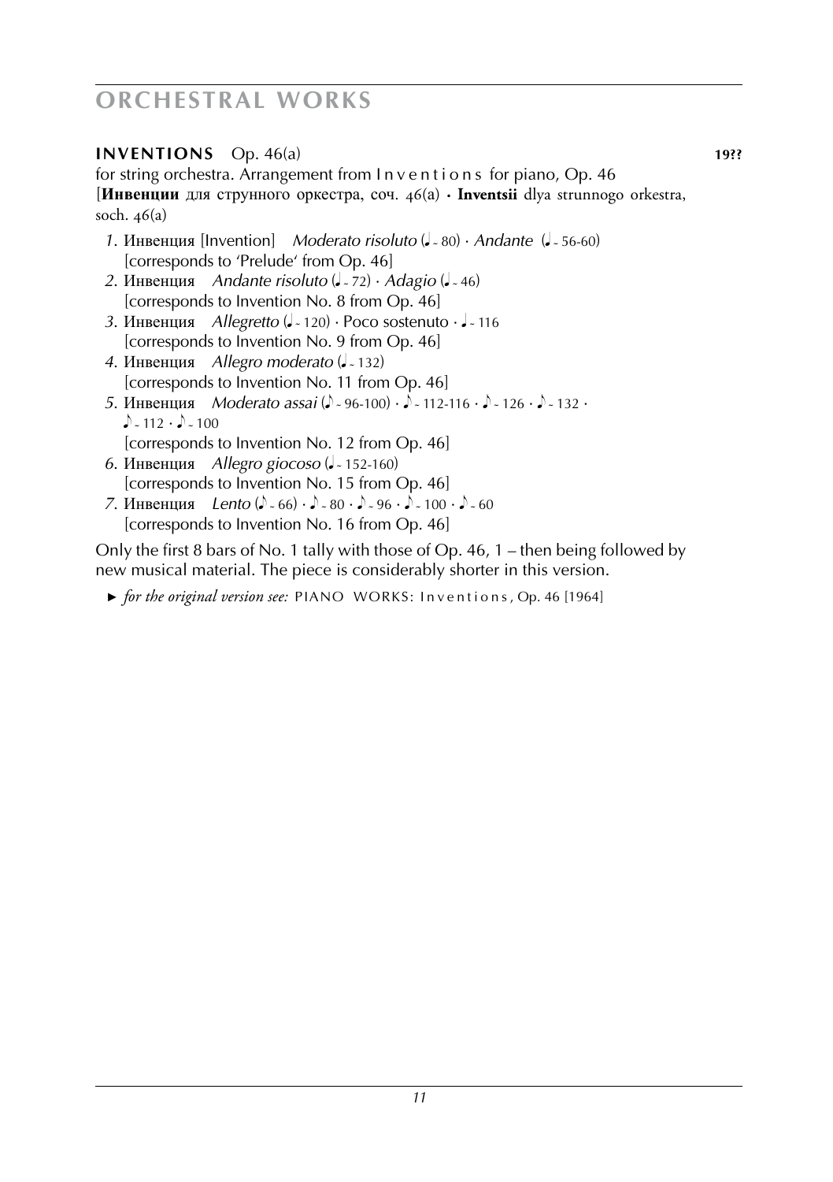# ORCHESTRAL WORKS

**INVENTIONS** Op. 46(a) **19??**

for string orchestra. Arrangement from I n v e n t i o n s for piano, Op. 46
[**Инвенции** для струнного оркестра, соч. 46(a) · **Inventsii** dlya strunnogo orkestra, soch. 46(a)

1. Инвенция [Invention] *Moderato risoluto* (♩ ~ 80) · *Andante* (♩ ~ 56-60)
   [corresponds to 'Prelude' from Op. 46]
2. Инвенция *Andante risoluto* (♩ ~ 72) · *Adagio* (♩ ~ 46)
   [corresponds to Invention No. 8 from Op. 46]
3. Инвенция *Allegretto* (♩ ~ 120) · Poco sostenuto · ♩ ~ 116
   [corresponds to Invention No. 9 from Op. 46]
4. Инвенция *Allegro moderato* (♩ ~ 132)
   [corresponds to Invention No. 11 from Op. 46]
5. Инвенция *Moderato assai* (♪ ~ 96-100) · ♪ ~ 112-116 · ♪ ~ 126 · ♪ ~ 132 · ♪ ~ 112 · ♪ ~ 100
   [corresponds to Invention No. 12 from Op. 46]
6. Инвенция *Allegro giocoso* (♩ ~ 152-160)
   [corresponds to Invention No. 15 from Op. 46]
7. Инвенция *Lento* (♪ ~ 66) · ♪ ~ 80 · ♪ ~ 96 · ♪ ~ 100 · ♪ ~ 60
   [corresponds to Invention No. 16 from Op. 46]

Only the first 8 bars of No. 1 tally with those of Op. 46, 1 – then being followed by new musical material. The piece is considerably shorter in this version.

► *for the original version see:* PIANO WORKS: I n v e n t i o n s , Op. 46 [1964]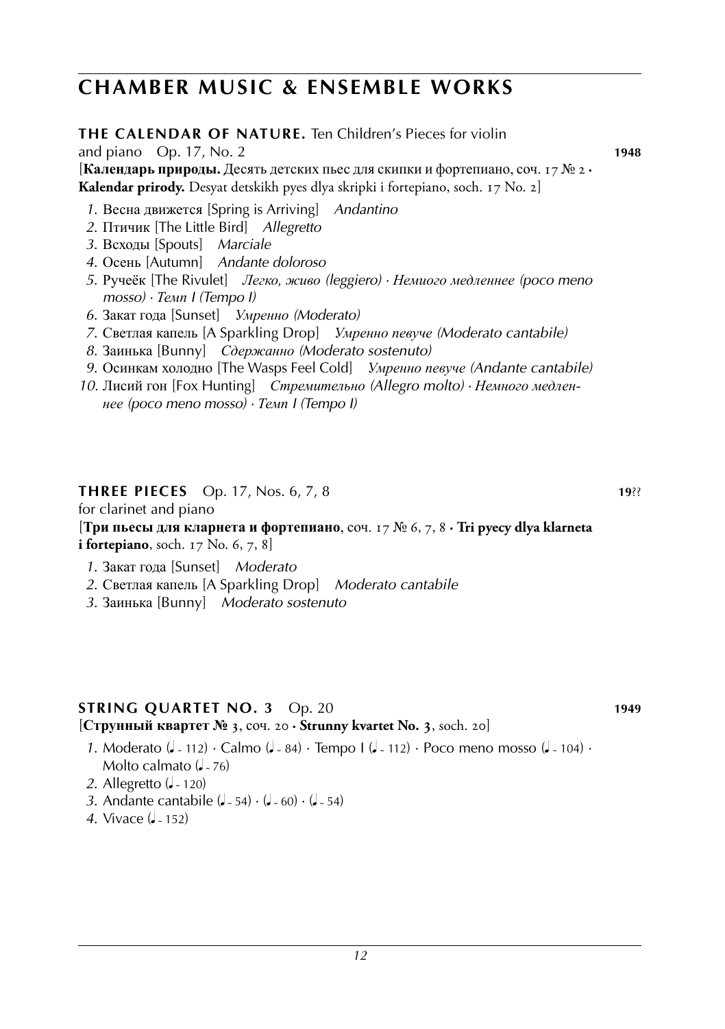# CHAMBER MUSIC & ENSEMBLE WORKS

**THE CALENDAR OF NATURE.** Ten Children's Pieces for violin and piano Op. 17, No. 2 **1948**

[**Календарь природы.** Десять детских пьес для скрипки и фортепиано, соч. 17 № 2 · **Kalendar prirody.** Desyat detskikh pyes dlya skripki i fortepiano, soch. 17 No. 2]

1. Весна движется [Spring is Arriving] *Andantino*
2. Птичик [The Little Bird] *Allegretto*
3. Всходы [Spouts] *Marciale*
4. Осень [Autumn] *Andante doloroso*
5. Ручеёк [The Rivulet] *Легко, живо (leggiero) · Немного медленнее (poco meno mosso) · Темп I (Tempo I)*
6. Закат года [Sunset] *Умеренно (Moderato)*
7. Светлая капель [A Sparkling Drop] *Умеренно певуче (Moderato cantabile)*
8. Заинька [Bunny] *Сдержанно (Moderato sostenuto)*
9. Осинкам холодно [The Wasps Feel Cold] *Умеренно певуче (Andante cantabile)*
10. Лисий гон [Fox Hunting] *Стремительно (Allegro molto) · Немного медленнее (poco meno mosso) · Темп I (Tempo I)*

**THREE PIECES** Op. 17, Nos. 6, 7, 8 **19??**

for clarinet and piano

[**Три пьесы для кларнета и фортепиано**, соч. 17 № 6, 7, 8 · **Tri pyecy dlya klarneta i fortepiano**, soch. 17 No. 6, 7, 8]

1. Закат года [Sunset] *Moderato*
2. Светлая капель [A Sparkling Drop] *Moderato cantabile*
3. Заинька [Bunny] *Moderato sostenuto*

**STRING QUARTET NO. 3** Op. 20 **1949**

[**Струнный квартет № 3**, соч. 20 · **Strunny kvartet No. 3**, soch. 20]

1. Moderato (♩ ~ 112) · Calmo (♩ ~ 84) · Tempo I (♩ ~ 112) · Poco meno mosso (♩ ~ 104) · Molto calmato (♩ ~ 76)
2. Allegretto (♩ ~ 120)
3. Andante cantabile (♩ ~ 54) · (♩ ~ 60) · (♩ ~ 54)
4. Vivace (♩ ~ 152)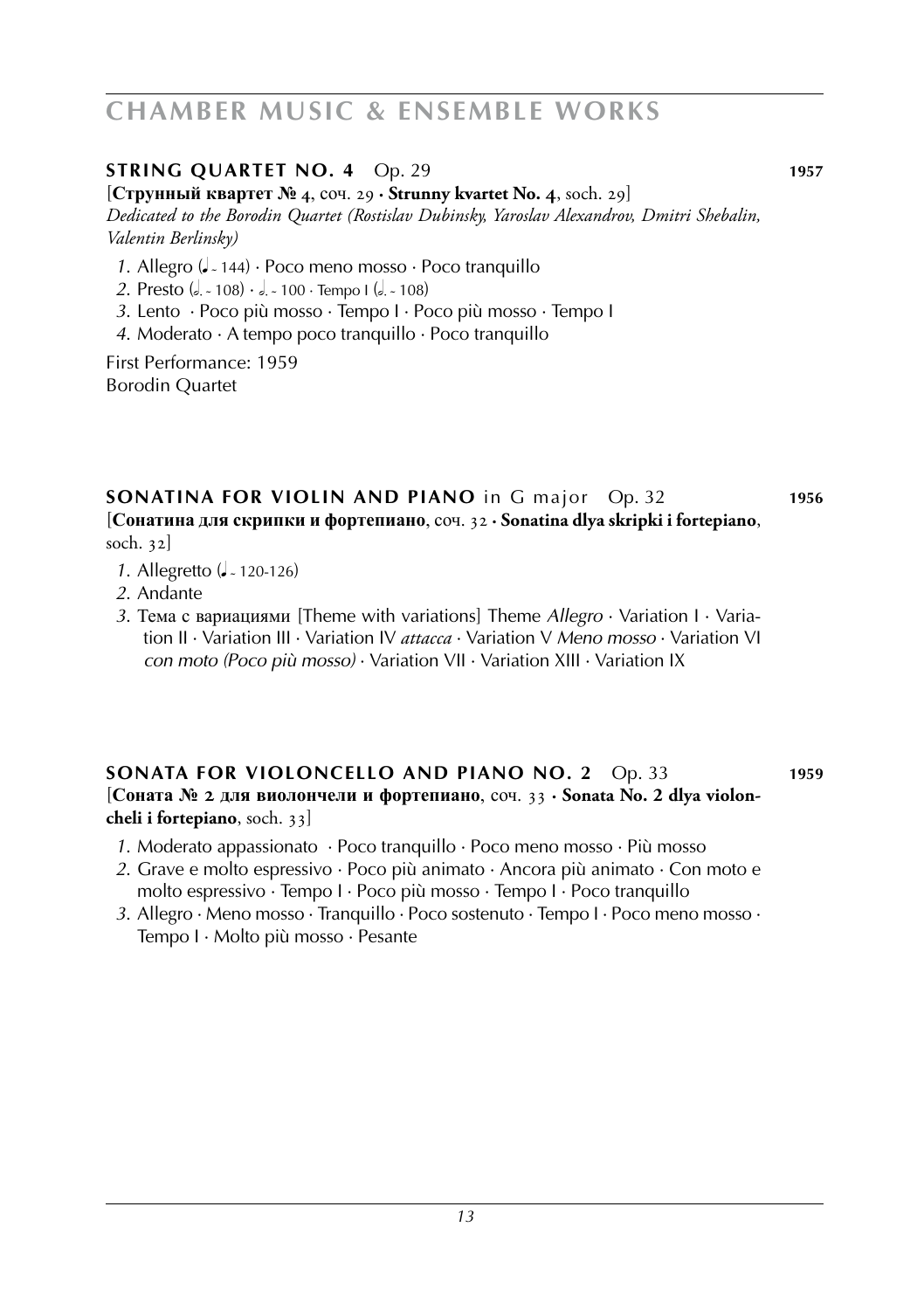## CHAMBER MUSIC & ENSEMBLE WORKS

### STRING QUARTET NO. 4 Op. 29 — 1957

[**Струнный квартет № 4**, соч. 29 · **Strunny kvartet No. 4**, soch. 29]
*Dedicated to the Borodin Quartet (Rostislav Dubinsky, Yaroslav Alexandrov, Dmitri Shebalin, Valentin Berlinsky)*

1. Allegro (♩ ~ 144) · Poco meno mosso · Poco tranquillo
2. Presto (𝅗𝅥. ~ 108) · 𝅗𝅥. ~ 100 · Tempo I (𝅗𝅥. ~ 108)
3. Lento · Poco più mosso · Tempo I · Poco più mosso · Tempo I
4. Moderato · A tempo poco tranquillo · Poco tranquillo

First Performance: 1959
Borodin Quartet

### SONATINA FOR VIOLIN AND PIANO in G major Op. 32 — 1956

[**Сонатина для скрипки и фортепиано**, соч. 32 · **Sonatina dlya skripki i fortepiano**, soch. 32]

1. Allegretto (♩ ~ 120-126)
2. Andante
3. Тема с вариациями [Theme with variations] Theme *Allegro* · Variation I · Variation II · Variation III · Variation IV *attacca* · Variation V *Meno mosso* · Variation VI *con moto (Poco più mosso)* · Variation VII · Variation XIII · Variation IX

### SONATA FOR VIOLONCELLO AND PIANO NO. 2 Op. 33 — 1959

[**Соната № 2 для виолончели и фортепиано**, соч. 33 · **Sonata No. 2 dlya violoncheli i fortepiano**, soch. 33]

1. Moderato appassionato · Poco tranquillo · Poco meno mosso · Più mosso
2. Grave e molto espressivo · Poco più animato · Ancora più animato · Con moto e molto espressivo · Tempo I · Poco più mosso · Tempo I · Poco tranquillo
3. Allegro · Meno mosso · Tranquillo · Poco sostenuto · Tempo I · Poco meno mosso · Tempo I · Molto più mosso · Pesante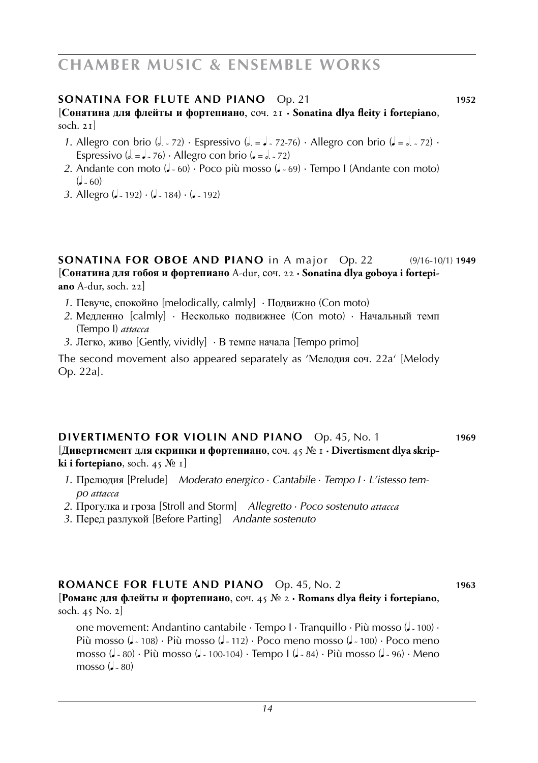# CHAMBER MUSIC & ENSEMBLE WORKS

## SONATINA FOR FLUTE AND PIANO Op. 21 — 1952

[**Сонатина для флейты и фортепиано**, соч. 21 · **Sonatina dlya fleity i fortepiano**, soch. 21]

1. Allegro con brio (𝅗𝅥. ~ 72) · Espressivo (𝅗𝅥. = ♩ ~ 72-76) · Allegro con brio (♩ = 𝅗𝅥. ~ 72) · Espressivo (𝅗𝅥. = ♩ ~ 76) · Allegro con brio (♩ = 𝅗𝅥. ~ 72)
2. Andante con moto (♩ ~ 60) · Poco più mosso (♩ ~ 69) · Tempo I (Andante con moto) (♩ ~ 60)
3. Allegro (♩ ~ 192) · (♩ ~ 184) · (♩ ~ 192)

## SONATINA FOR OBOE AND PIANO in A major Op. 22 — (9/16-10/1) 1949

[**Сонатина для гобоя и фортепиано** A-dur, соч. 22 · **Sonatina dlya goboya i fortepiano** A-dur, soch. 22]

1. Певуче, спокойно [melodically, calmly] · Подвижно (Con moto)
2. Медленно [calmly] · Несколько подвижнее (Con moto) · Начальный темп (Tempo I) *attacca*
3. Легко, живо [Gently, vividly] · В темпе начала [Tempo primo]

The second movement also appeared separately as 'Мелодия соч. 22a' [Melody Op. 22a].

## DIVERTIMENTO FOR VIOLIN AND PIANO Op. 45, No. 1 — 1969

[**Дивертисмент для скрипки и фортепиано**, соч. 45 № 1 · **Divertisment dlya skripki i fortepiano**, soch. 45 № 1]

1. Прелюдия [Prelude] *Moderato energico · Cantabile · Tempo I · L'istesso tempo attacca*
2. Прогулка и гроза [Stroll and Storm] *Allegretto · Poco sostenuto attacca*
3. Перед разлукой [Before Parting] *Andante sostenuto*

## ROMANCE FOR FLUTE AND PIANO Op. 45, No. 2 — 1963

[**Романс для флейты и фортепиано**, соч. 45 № 2 · **Romans dlya fleity i fortepiano**, soch. 45 No. 2]

one movement: Andantino cantabile · Tempo I · Tranquillo · Più mosso (♩ ~ 100) · Più mosso (♩ ~ 108) · Più mosso (♩ ~ 112) · Poco meno mosso (♩ ~ 100) · Poco meno mosso (♩ ~ 80) · Più mosso (♩ ~ 100-104) · Tempo I (♩ ~ 84) · Più mosso (♩ ~ 96) · Meno mosso (♩ ~ 80)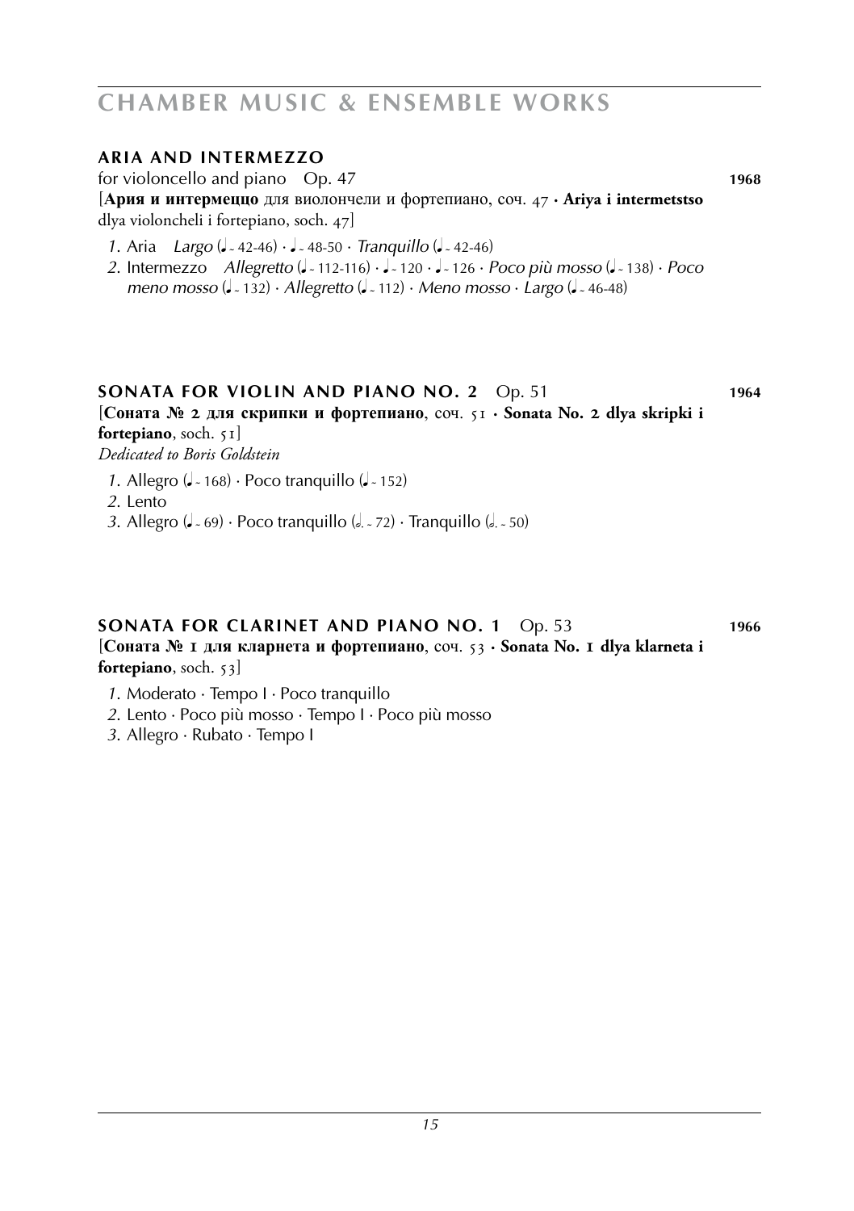# CHAMBER MUSIC & ENSEMBLE WORKS

## ARIA AND INTERMEZZO

for violoncello and piano Op. 47 **1968**

[**Ария и интермеццо** для виолончели и фортепиано, соч. 47 · **Ariya i intermetstso** dlya violoncheli i fortepiano, soch. 47]

*1.* Aria *Largo* (♩ ~ 42-46) · ♩ ~ 48-50 · *Tranquillo* (♩ ~ 42-46)

*2.* Intermezzo *Allegretto* (♩ ~ 112-116) · ♩ ~ 120 · ♩ ~ 126 · *Poco più mosso* (♩ ~ 138) · *Poco meno mosso* (♩ ~ 132) · *Allegretto* (♩ ~ 112) · *Meno mosso* · *Largo* (♩ ~ 46-48)

## SONATA FOR VIOLIN AND PIANO NO. 2 Op. 51 **1964**

[**Соната № 2 для скрипки и фортепиано**, соч. 51 · **Sonata No. 2 dlya skripki i fortepiano**, soch. 51]

*Dedicated to Boris Goldstein*

*1.* Allegro (♩ ~ 168) · Poco tranquillo (♩ ~ 152)

*2.* Lento

*3.* Allegro (♩ ~ 69) · Poco tranquillo (𝅗𝅥. ~ 72) · Tranquillo (𝅗𝅥. ~ 50)

## SONATA FOR CLARINET AND PIANO NO. 1 Op. 53 **1966**

[**Соната № 1 для кларнета и фортепиано**, соч. 53 · **Sonata No. 1 dlya klarneta i fortepiano**, soch. 53]

*1.* Moderato · Tempo I · Poco tranquillo

*2.* Lento · Poco più mosso · Tempo I · Poco più mosso

*3.* Allegro · Rubato · Tempo I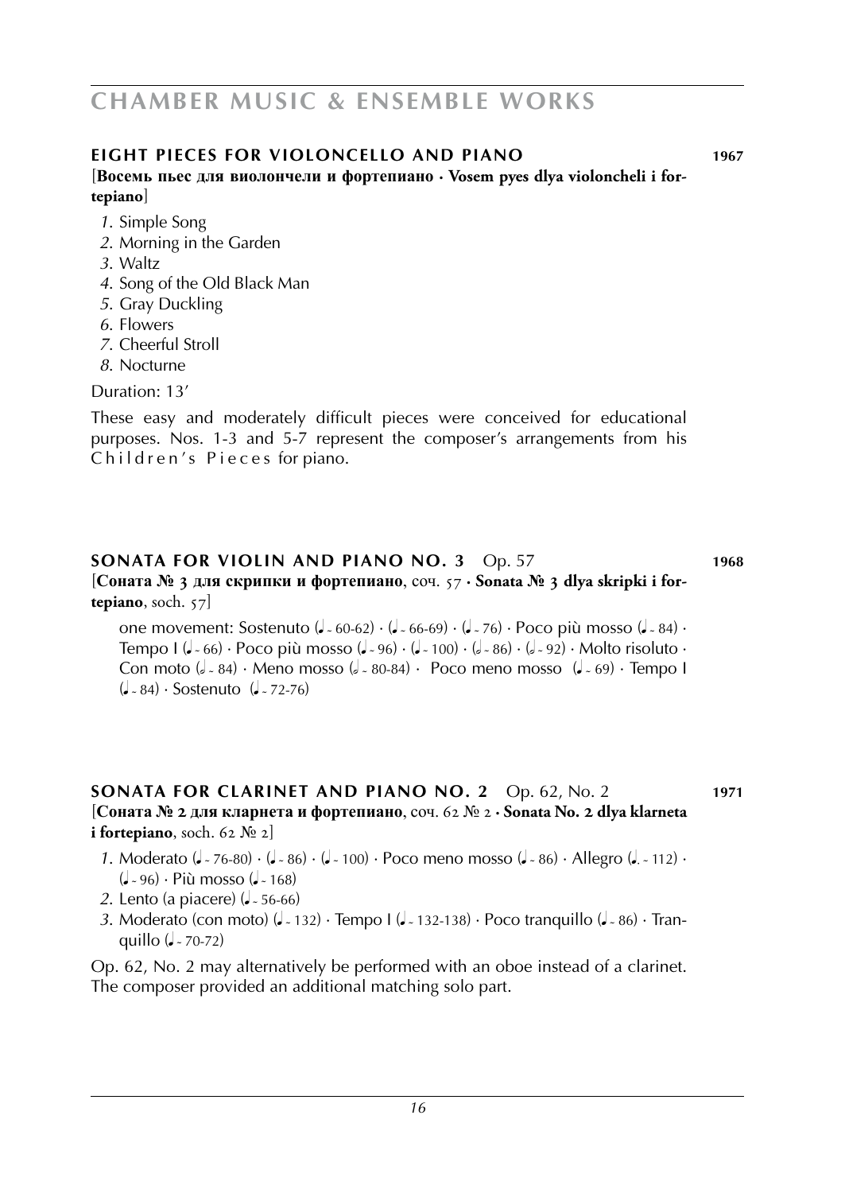# CHAMBER MUSIC & ENSEMBLE WORKS

## EIGHT PIECES FOR VIOLONCELLO AND PIANO 1967

[**Восемь пьес для виолончели и фортепиано · Vosem pyes dlya violoncheli i fortepiano**]

1. Simple Song
2. Morning in the Garden
3. Waltz
4. Song of the Old Black Man
5. Gray Duckling
6. Flowers
7. Cheerful Stroll
8. Nocturne

Duration: 13'

These easy and moderately difficult pieces were conceived for educational purposes. Nos. 1-3 and 5-7 represent the composer's arrangements from his *Children's Pieces* for piano.

## SONATA FOR VIOLIN AND PIANO NO. 3 Op. 57 1968

[**Соната № 3 для скрипки и фортепиано**, соч. 57 · **Sonata № 3 dlya skripki i fortepiano**, soch. 57]

one movement: Sostenuto (♩ ~ 60-62) · (♩ ~ 66-69) · (♩ ~ 76) · Poco più mosso (♩ ~ 84) · Tempo I (♩ ~ 66) · Poco più mosso (♩ ~ 96) · (♩ ~ 100) · (𝅗𝅥 ~ 86) · (𝅗𝅥 ~ 92) · Molto risoluto · Con moto (𝅗𝅥 ~ 84) · Meno mosso (𝅗𝅥 ~ 80-84) · Poco meno mosso (♩ ~ 69) · Tempo I (♩ ~ 84) · Sostenuto (♩ ~ 72-76)

## SONATA FOR CLARINET AND PIANO NO. 2 Op. 62, No. 2 1971

[**Соната № 2 для кларнета и фортепиано**, соч. 62 № 2 · **Sonata No. 2 dlya klarneta i fortepiano**, soch. 62 № 2]

1. Moderato (♩ ~ 76-80) · (♩ ~ 86) · (♩ ~ 100) · Poco meno mosso (♩ ~ 86) · Allegro (♩. ~ 112) · (♩ ~ 96) · Più mosso (♩ ~ 168)
2. Lento (a piacere) (♩ ~ 56-66)
3. Moderato (con moto) (♩ ~ 132) · Tempo I (♩ ~ 132-138) · Poco tranquillo (♩ ~ 86) · Tranquillo (♩ ~ 70-72)

Op. 62, No. 2 may alternatively be performed with an oboe instead of a clarinet. The composer provided an additional matching solo part.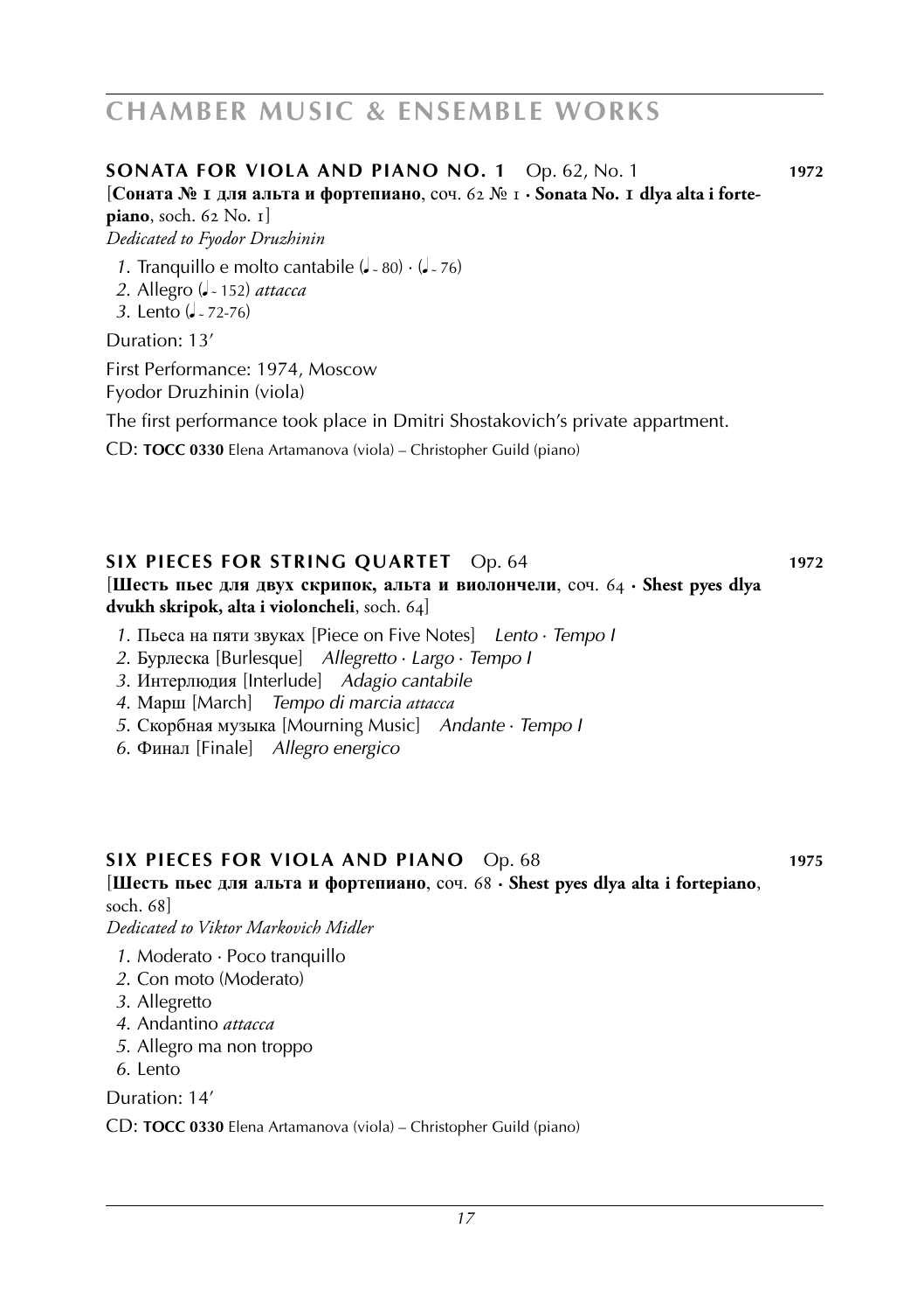# CHAMBER MUSIC & ENSEMBLE WORKS

## SONATA FOR VIOLA AND PIANO NO. 1 Op. 62, No. 1 1972

[**Соната № 1 для альта и фортепиано**, соч. 62 № 1 · **Sonata No. 1 dlya alta i fortepiano**, soch. 62 No. 1]

*Dedicated to Fyodor Druzhinin*

*1.* Tranquillo e molto cantabile (♩ = 80) · (♩ = 76)
*2.* Allegro (♩ = 152) *attacca*
*3.* Lento (♩ = 72-76)

Duration: 13′

First Performance: 1974, Moscow
Fyodor Druzhinin (viola)

The first performance took place in Dmitri Shostakovich's private appartment.

CD: **TOCC 0330** Elena Artamanova (viola) – Christopher Guild (piano)

## SIX PIECES FOR STRING QUARTET Op. 64 1972

[**Шесть пьес для двух скрипок, альта и виолончели**, соч. 64 · **Shest pyes dlya dvukh skripok, alta i violoncheli**, soch. 64]

*1.* Пьеса на пяти звуках [Piece on Five Notes] *Lento · Tempo I*
*2.* Бурлеска [Burlesque] *Allegretto · Largo · Tempo I*
*3.* Интерлюдия [Interlude] *Adagio cantabile*
*4.* Марш [March] *Tempo di marcia attacca*
*5.* Скорбная музыка [Mourning Music] *Andante · Tempo I*
*6.* Финал [Finale] *Allegro energico*

## SIX PIECES FOR VIOLA AND PIANO Op. 68 1975

[**Шесть пьес для альта и фортепиано**, соч. 68 · **Shest pyes dlya alta i fortepiano**, soch. 68]

*Dedicated to Viktor Markovich Midler*

*1.* Moderato · Poco tranquillo
*2.* Con moto (Moderato)
*3.* Allegretto
*4.* Andantino *attacca*
*5.* Allegro ma non troppo
*6.* Lento

Duration: 14′

CD: **TOCC 0330** Elena Artamanova (viola) – Christopher Guild (piano)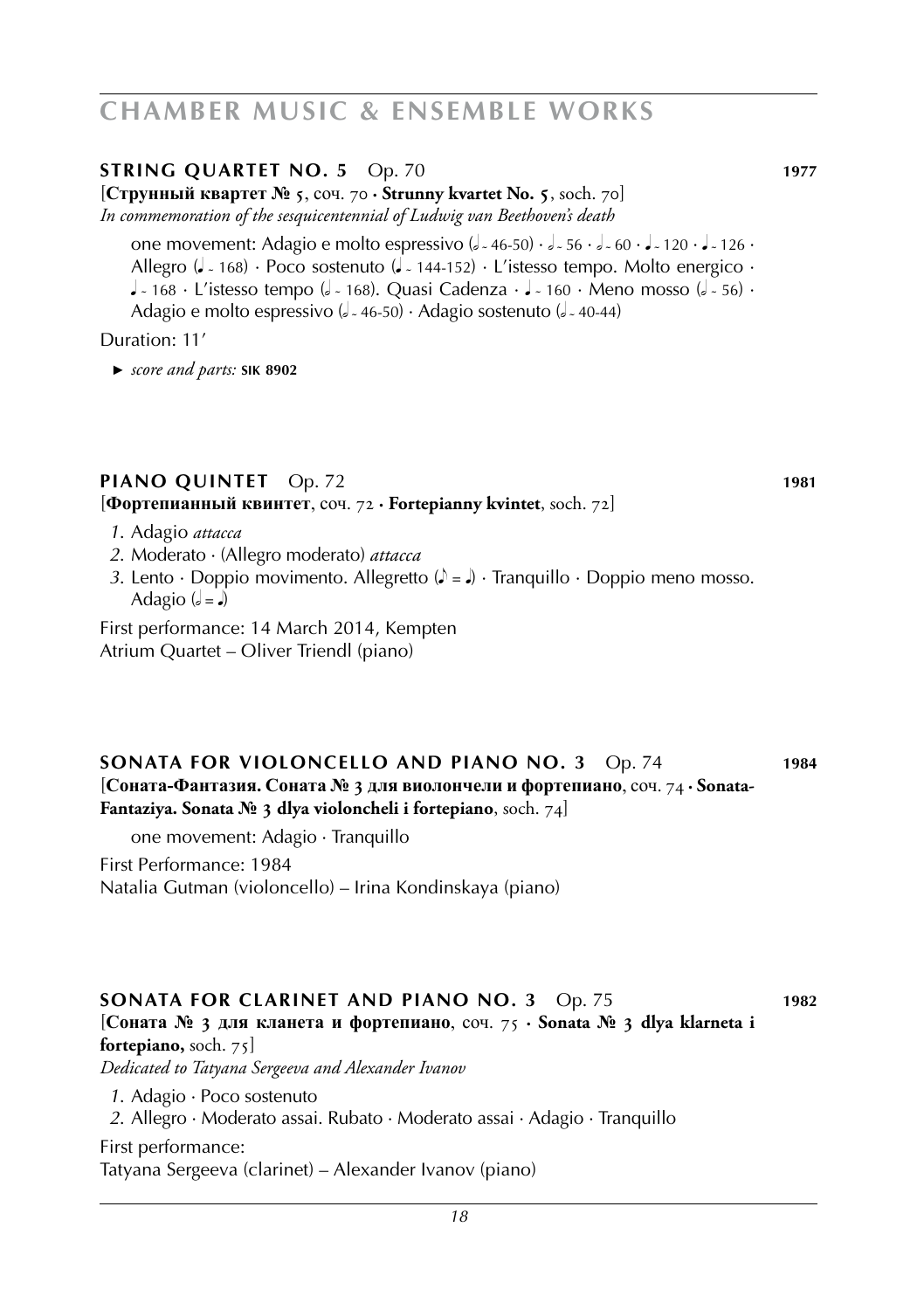# CHAMBER MUSIC & ENSEMBLE WORKS

## STRING QUARTET NO. 5 Op. 70 — 1977

[**Струнный квартет № 5**, соч. 70 · **Strunny kvartet No. 5**, soch. 70]

*In commemoration of the sesquicentennial of Ludwig van Beethoven's death*

one movement: Adagio e molto espressivo (𝅗𝅥 ~ 46-50) · 𝅗𝅥 ~ 56 · 𝅗𝅥 ~ 60 · ♩ ~ 120 · ♩ ~ 126 · Allegro (♩. ~ 168) · Poco sostenuto (♩. ~ 144-152) · L'istesso tempo. Molto energico · ♩ ~ 168 · L'istesso tempo (𝅗𝅥 ~ 168). Quasi Cadenza · ♩ ~ 160 · Meno mosso (𝅗𝅥 ~ 56) · Adagio e molto espressivo (𝅗𝅥 ~ 46-50) · Adagio sostenuto (𝅗𝅥 ~ 40-44)

Duration: 11′

► *score and parts:* **SIK 8902**

## PIANO QUINTET Op. 72 — 1981

[**Фортепианный квинтет**, соч. 72 · **Fortepianny kvintet**, soch. 72]

1. Adagio *attacca*
2. Moderato · (Allegro moderato) *attacca*
3. Lento · Doppio movimento. Allegretto (♪ = ♩) · Tranquillo · Doppio meno mosso. Adagio (𝅗𝅥 = ♩)

First performance: 14 March 2014, Kempten
Atrium Quartet – Oliver Triendl (piano)

## SONATA FOR VIOLONCELLO AND PIANO NO. 3 Op. 74 — 1984

[**Соната-Фантазия. Соната № 3 для виолончели и фортепиано**, соч. 74 · **Sonata-Fantaziya. Sonata № 3 dlya violoncheli i fortepiano**, soch. 74]

one movement: Adagio · Tranquillo

First Performance: 1984
Natalia Gutman (violoncello) – Irina Kondinskaya (piano)

## SONATA FOR CLARINET AND PIANO NO. 3 Op. 75 — 1982

[**Соната № 3 для кланета и фортепиано**, соч. 75 · **Sonata № 3 dlya klarneta i fortepiano,** soch. 75]

*Dedicated to Tatyana Sergeeva and Alexander Ivanov*

1. Adagio · Poco sostenuto
2. Allegro · Moderato assai. Rubato · Moderato assai · Adagio · Tranquillo

First performance:
Tatyana Sergeeva (clarinet) – Alexander Ivanov (piano)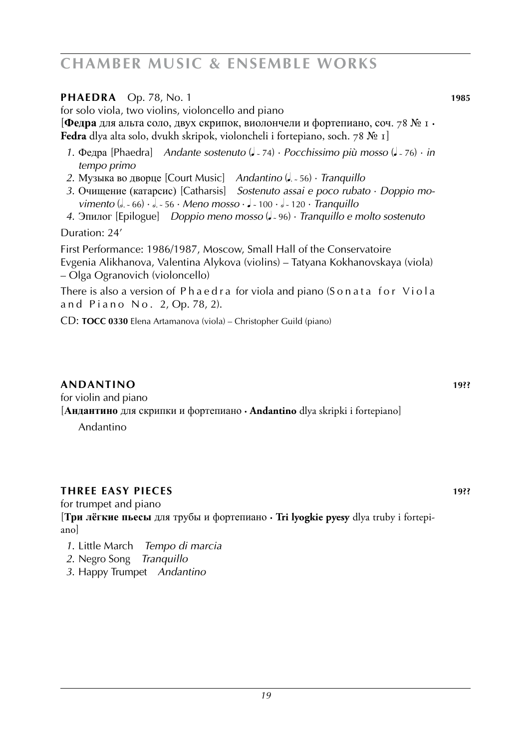**PHAEDRA** Op. 78, No. 1 **1985**

for solo viola, two violins, violoncello and piano

[**Федра** для альта соло, двух скрипок, виолончели и фортепиано, соч. 78 № 1 · **Fedra** dlya alta solo, dvukh skripok, violoncheli i fortepiano, soch. 78 № 1]

*1.* Федра [Phaedra] *Andante sostenuto* (♩ ~ 74) · *Pocchissimo più mosso* (♩ ~ 76) · *in tempo primo*
*2.* Музыка во дворце [Court Music] *Andantino* (♩. ~ 56) · *Tranquillo*
*3.* Очищение (катарсис) [Catharsis] *Sostenuto assai e poco rubato* · *Doppio movimento* (𝅗𝅥. ~ 66) · 𝅗𝅥. ~ 56 · *Meno mosso* · ♩ ~ 100 · 𝅗𝅥 ~ 120 · *Tranquillo*
*4.* Эпилог [Epilogue] *Doppio meno mosso* (♩ ~ 96) · *Tranquillo e molto sostenuto*

Duration: 24′

First Performance: 1986/1987, Moscow, Small Hall of the Conservatoire
Evgenia Alikhanova, Valentina Alykova (violins) – Tatyana Kokhanovskaya (viola) – Olga Ogranovich (violoncello)

There is also a version of Phaedra for viola and piano (Sonata for Viola and Piano No. 2, Op. 78, 2).

CD: **TOCC 0330** Elena Artamanova (viola) – Christopher Guild (piano)

**ANDANTINO** **19??**

for violin and piano

[**Андантино** для скрипки и фортепиано · **Andantino** dlya skripki i fortepiano]

Andantino

**THREE EASY PIECES** **19??**

for trumpet and piano

[**Три лёгкие пьесы** для трубы и фортепиано · **Tri lyogkie pyesy** dlya truby i fortepiano]

*1.* Little March *Tempo di marcia*
*2.* Negro Song *Tranquillo*
*3.* Happy Trumpet *Andantino*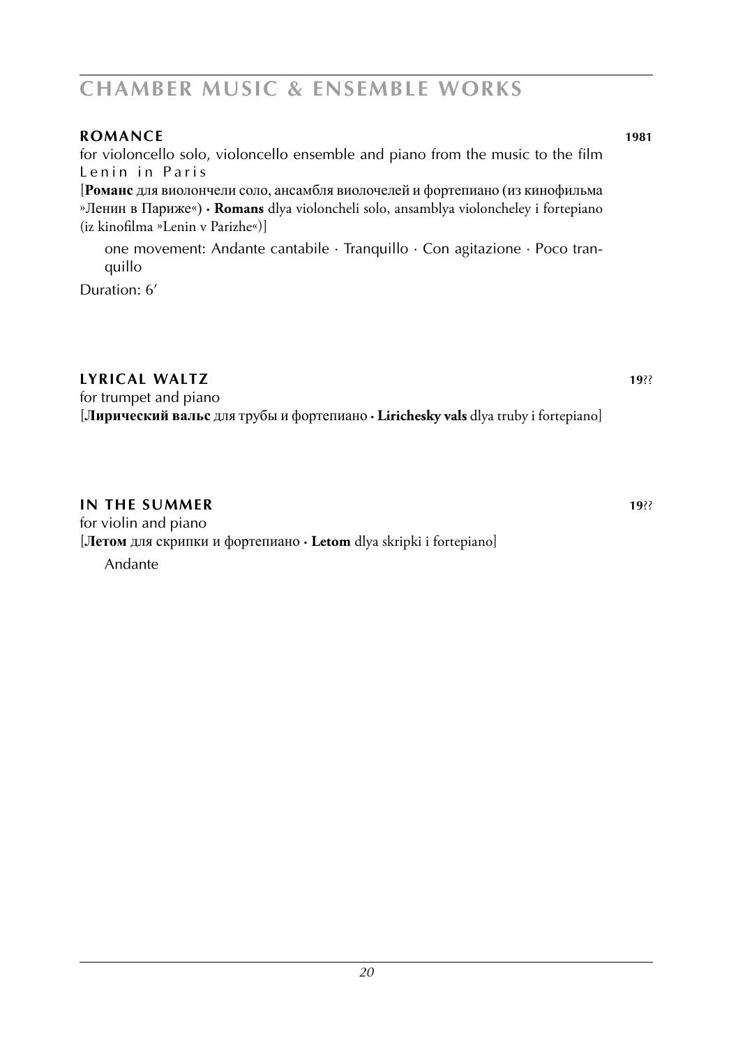# CHAMBER MUSIC & ENSEMBLE WORKS

### ROMANCE **1981**

for violoncello solo, violoncello ensemble and piano from the music to the film Lenin in Paris

[**Романс** для виолончели соло, ансамбля виолочелей и фортепиано (из кинофильма »Ленин в Париже«) · **Romans** dlya violoncheli solo, ansamblya violoncheley i fortepiano (iz kinofilma »Lenin v Parizhe«)]

one movement: Andante cantabile · Tranquillo · Con agitazione · Poco tranquillo

Duration: 6′

### LYRICAL WALTZ **19??**

for trumpet and piano

[**Лирический вальс** для трубы и фортепиано · **Lirichesky vals** dlya truby i fortepiano]

### IN THE SUMMER **19??**

for violin and piano

[**Летом** для скрипки и фортепиано · **Letom** dlya skripki i fortepiano]

Andante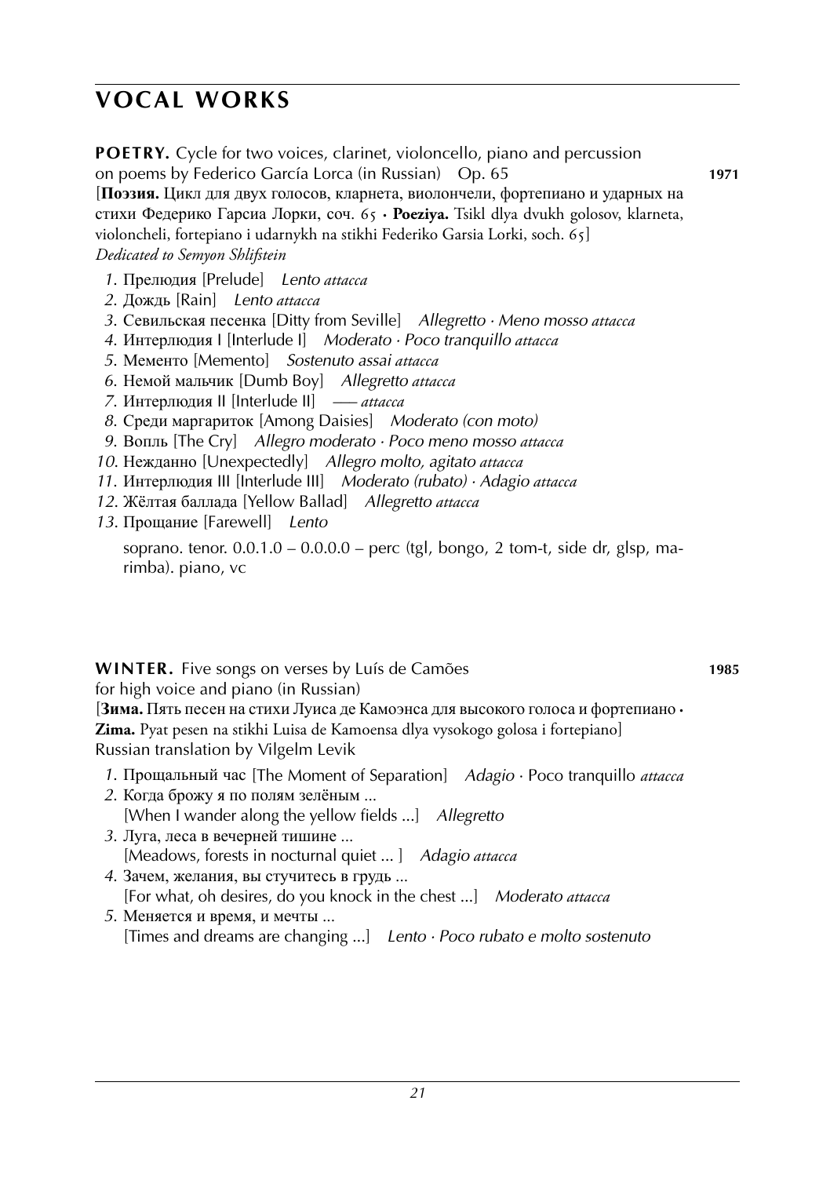# VOCAL WORKS

**POETRY.** Cycle for two voices, clarinet, violoncello, piano and percussion on poems by Federico García Lorca (in Russian) Op. 65 **1971**
[**Поэзия.** Цикл для двух голосов, кларнета, виолончели, фортепиано и ударных на стихи Федерико Гарсиа Лорки, соч. 65 · **Poeziya.** Tsikl dlya dvukh golosov, klarneta, violoncheli, fortepiano i udarnykh na stikhi Federiko Garsia Lorki, soch. 65]
*Dedicated to Semyon Shlifstein*

1. Прелюдия [Prelude] *Lento attacca*
2. Дождь [Rain] *Lento attacca*
3. Севильская песенка [Ditty from Seville] *Allegretto · Meno mosso attacca*
4. Интерлюдия I [Interlude I] *Moderato · Poco tranquillo attacca*
5. Мементо [Memento] *Sostenuto assai attacca*
6. Немой мальчик [Dumb Boy] *Allegretto attacca*
7. Интерлюдия II [Interlude II] *— attacca*
8. Среди маргариток [Among Daisies] *Moderato (con moto)*
9. Вопль [The Cry] *Allegro moderato · Poco meno mosso attacca*
10. Нежданно [Unexpectedly] *Allegro molto, agitato attacca*
11. Интерлюдия III [Interlude III] *Moderato (rubato) · Adagio attacca*
12. Жёлтая баллада [Yellow Ballad] *Allegretto attacca*
13. Прощание [Farewell] *Lento*

soprano. tenor. 0.0.1.0 – 0.0.0.0 – perc (tgl, bongo, 2 tom-t, side dr, glsp, marimba). piano, vc

**WINTER.** Five songs on verses by Luís de Camões for high voice and piano (in Russian) **1985**
[**Зима.** Пять песен на стихи Луиса де Камоэнса для высокого голоса и фортепиано · **Zima.** Pyat pesen na stikhi Luisa de Kamoensa dlya vysokogo golosa i fortepiano]
Russian translation by Vilgelm Levik

1. Прощальный час [The Moment of Separation] *Adagio* · Poco tranquillo *attacca*
2. Когда брожу я по полям зелёным ...
   [When I wander along the yellow fields ...] *Allegretto*
3. Луга, леса в вечерней тишине ...
   [Meadows, forests in nocturnal quiet ... ] *Adagio attacca*
4. Зачем, желания, вы стучитесь в грудь ...
   [For what, oh desires, do you knock in the chest ...] *Moderato attacca*
5. Меняется и время, и мечты ...
   [Times and dreams are changing ...] *Lento · Poco rubato e molto sostenuto*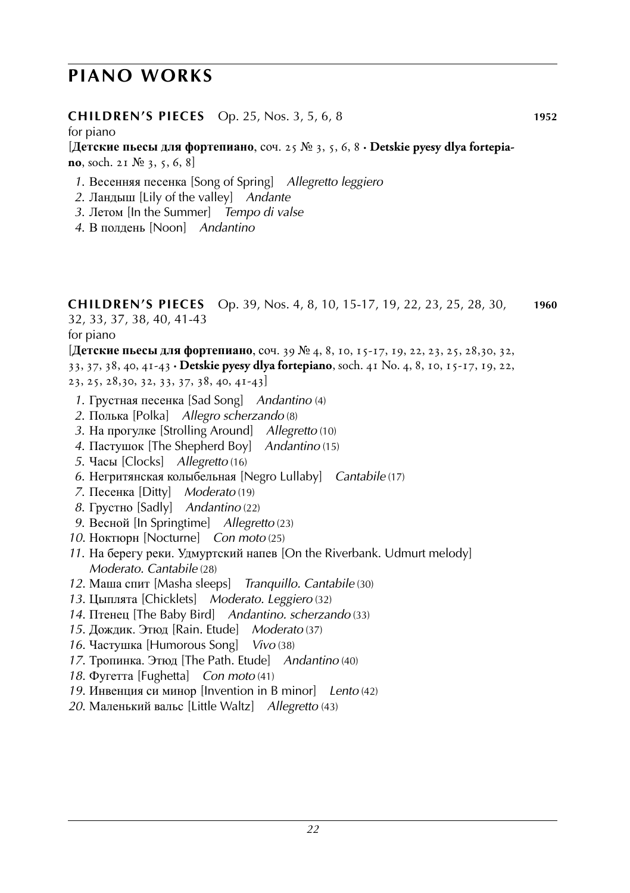# PIANO WORKS

**CHILDREN'S PIECES** Op. 25, Nos. 3, 5, 6, 8 **1952**
for piano
[**Детские пьесы для фортепиано**, соч. 25 № 3, 5, 6, 8 · **Detskie pyesy dlya fortepiano**, soch. 21 № 3, 5, 6, 8]

1. Весенняя песенка [Song of Spring] *Allegretto leggiero*
2. Ландыш [Lily of the valley] *Andante*
3. Летом [In the Summer] *Tempo di valse*
4. В полдень [Noon] *Andantino*

**CHILDREN'S PIECES** Op. 39, Nos. 4, 8, 10, 15-17, 19, 22, 23, 25, 28, 30, 32, 33, 37, 38, 40, 41-43 **1960**
for piano
[**Детские пьесы для фортепиано**, соч. 39 № 4, 8, 10, 15-17, 19, 22, 23, 25, 28,30, 32, 33, 37, 38, 40, 41-43 · **Detskie pyesy dlya fortepiano**, soch. 41 No. 4, 8, 10, 15-17, 19, 22, 23, 25, 28,30, 32, 33, 37, 38, 40, 41-43]

1. Грустная песенка [Sad Song] *Andantino* (4)
2. Полька [Polka] *Allegro scherzando* (8)
3. На прогулке [Strolling Around] *Allegretto* (10)
4. Пастушок [The Shepherd Boy] *Andantino* (15)
5. Часы [Clocks] *Allegretto* (16)
6. Негритянская колыбельная [Negro Lullaby] *Cantabile* (17)
7. Песенка [Ditty] *Moderato* (19)
8. Грустно [Sadly] *Andantino* (22)
9. Весной [In Springtime] *Allegretto* (23)
10. Ноктюрн [Nocturne] *Con moto* (25)
11. На берегу реки. Удмуртский напев [On the Riverbank. Udmurt melody] *Moderato. Cantabile* (28)
12. Маша спит [Masha sleeps] *Tranquillo. Cantabile* (30)
13. Цыплята [Chicklets] *Moderato. Leggiero* (32)
14. Птенец [The Baby Bird] *Andantino. scherzando* (33)
15. Дождик. Этюд [Rain. Etude] *Moderato* (37)
16. Частушка [Humorous Song] *Vivo* (38)
17. Тропинка. Этюд [The Path. Etude] *Andantino* (40)
18. Фугетта [Fughetta] *Con moto* (41)
19. Инвенция си минор [Invention in B minor] *Lento* (42)
20. Маленький вальс [Little Waltz] *Allegretto* (43)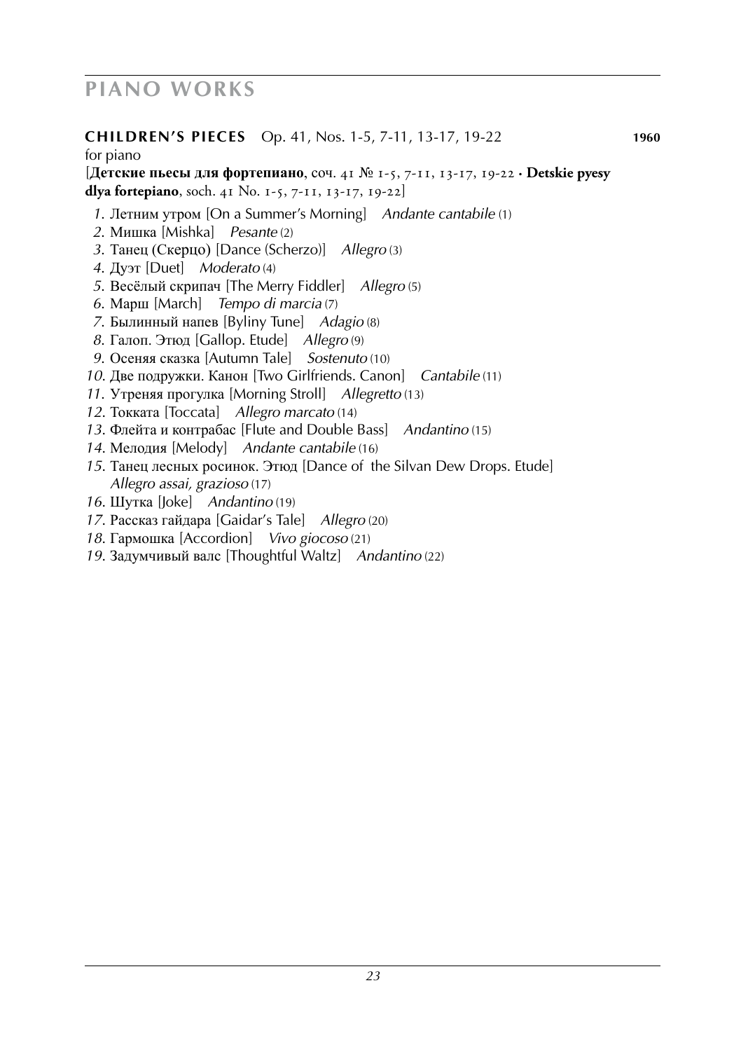# PIANO WORKS

**CHILDREN'S PIECES** Op. 41, Nos. 1-5, 7-11, 13-17, 19-22 **1960**
for piano
[**Детские пьесы для фортепиано**, соч. 41 № 1-5, 7-11, 13-17, 19-22 · **Detskie pyesy dlya fortepiano**, soch. 41 No. 1-5, 7-11, 13-17, 19-22]

*1.* Летним утром [On a Summer's Morning] *Andante cantabile* (1)
*2.* Мишка [Mishka] *Pesante* (2)
*3.* Танец (Скерцо) [Dance (Scherzo)] *Allegro* (3)
*4.* Дуэт [Duet] *Moderato* (4)
*5.* Весёлый скрипач [The Merry Fiddler] *Allegro* (5)
*6.* Марш [March] *Tempo di marcia* (7)
*7.* Былинный напев [Byliny Tune] *Adagio* (8)
*8.* Галоп. Этюд [Gallop. Etude] *Allegro* (9)
*9.* Осеняя сказка [Autumn Tale] *Sostenuto* (10)
*10.* Две подружки. Канон [Two Girlfriends. Canon] *Cantabile* (11)
*11.* Утреняя прогулка [Morning Stroll] *Allegretto* (13)
*12.* Токката [Toccata] *Allegro marcato* (14)
*13.* Флейта и контрабас [Flute and Double Bass] *Andantino* (15)
*14.* Мелодия [Melody] *Andante cantabile* (16)
*15.* Танец лесных росинок. Этюд [Dance of the Silvan Dew Drops. Etude] *Allegro assai, grazioso* (17)
*16.* Шутка [Joke] *Andantino* (19)
*17.* Рассказ гайдара [Gaidar's Tale] *Allegro* (20)
*18.* Гармошка [Accordion] *Vivo giocoso* (21)
*19.* Задумчивый валс [Thoughtful Waltz] *Andantino* (22)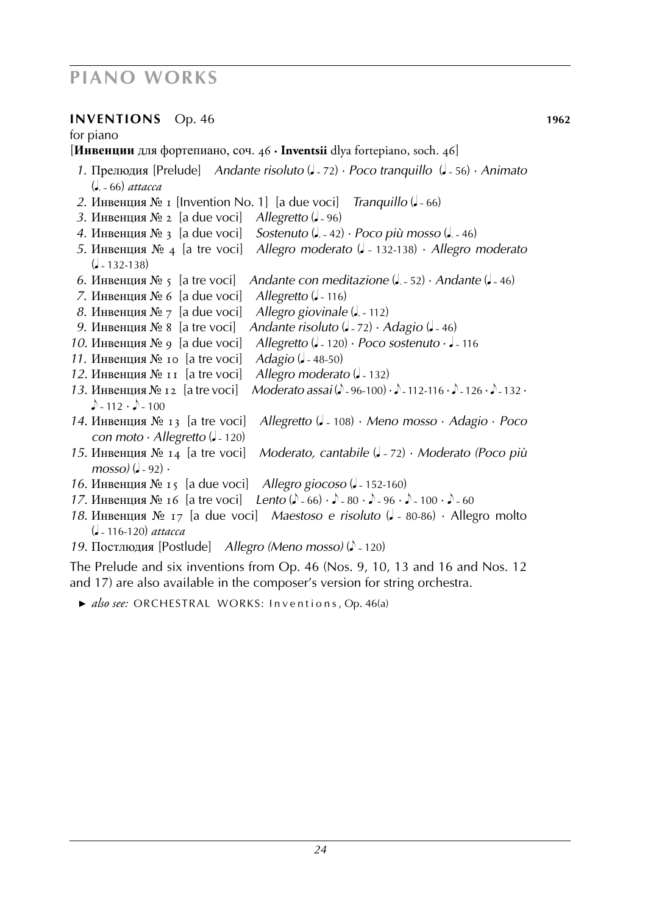# PIANO WORKS

## INVENTIONS Op. 46 **1962**

for piano

[**Инвенции** для фортепиано, соч. 46 · **Inventsii** dlya fortepiano, soch. 46]

1. Прелюдия [Prelude] *Andante risoluto* (♩ ~ 72) · *Poco tranquillo* (♩ ~ 56) · *Animato* (♩. ~ 66) *attacca*
2. Инвенция № 1 [Invention No. 1] [a due voci] *Tranquillo* (♩ ~ 66)
3. Инвенция № 2 [a due voci] *Allegretto* (♩ ~ 96)
4. Инвенция № 3 [a due voci] *Sostenuto* (♩. ~ 42) · *Poco più mosso* (♩. ~ 46)
5. Инвенция № 4 [a tre voci] *Allegro moderato* (♩ ~ 132-138) · *Allegro moderato* (♩ ~ 132-138)
6. Инвенция № 5 [a tre voci] *Andante con meditazione* (♩. ~ 52) · *Andante* (♩ ~ 46)
7. Инвенция № 6 [a due voci] *Allegretto* (♩ ~ 116)
8. Инвенция № 7 [a due voci] *Allegro giovinale* (♩. ~ 112)
9. Инвенция № 8 [a tre voci] *Andante risoluto* (♩ ~ 72) · *Adagio* (♩ ~ 46)
10. Инвенция № 9 [a due voci] *Allegretto* (♩ ~ 120) · *Poco sostenuto* · ♩ ~ 116
11. Инвенция № 10 [a tre voci] *Adagio* (♩ ~ 48-50)
12. Инвенция № 11 [a tre voci] *Allegro moderato* (♩ ~ 132)
13. Инвенция № 12 [a tre voci] *Moderato assai* (♪ ~ 96-100) · ♪ ~ 112-116 · ♪ ~ 126 · ♪ ~ 132 · ♪ ~ 112 · ♪ ~ 100
14. Инвенция № 13 [a tre voci] *Allegretto* (♩ ~ 108) · *Meno mosso* · *Adagio* · *Poco con moto* · *Allegretto* (♩ ~ 120)
15. Инвенция № 14 [a tre voci] *Moderato, cantabile* (♩ ~ 72) · *Moderato (Poco più mosso)* (♩ ~ 92) ·
16. Инвенция № 15 [a due voci] *Allegro giocoso* (♩ ~ 152-160)
17. Инвенция № 16 [a tre voci] *Lento* (♪ ~ 66) · ♪ ~ 80 · ♪ ~ 96 · ♪ ~ 100 · ♪ ~ 60
18. Инвенция № 17 [a due voci] *Maestoso e risoluto* (♩ ~ 80-86) · Allegro molto (♩ ~ 116-120) *attacca*
19. Постлюдия [Postlude] *Allegro (Meno mosso)* (♪ ~ 120)

The Prelude and six inventions from Op. 46 (Nos. 9, 10, 13 and 16 and Nos. 12 and 17) are also available in the composer's version for string orchestra.

► *also see:* ORCHESTRAL WORKS: Inventions, Op. 46(a)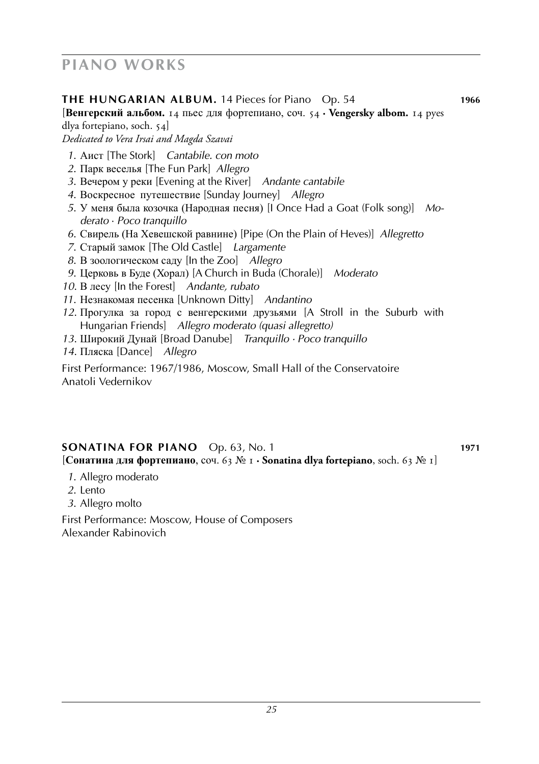# PIANO WORKS

**THE HUNGARIAN ALBUM.** 14 Pieces for Piano Op. 54 **1966**

[**Венгерский альбом.** 14 пьес для фортепиано, соч. 54 · **Vengersky albom.** 14 pyes dlya fortepiano, soch. 54]

*Dedicated to Vera Irsai and Magda Szavai*

1. Аист [The Stork] *Cantabile. con moto*
2. Парк веселья [The Fun Park] *Allegro*
3. Вечером у реки [Evening at the River] *Andante cantabile*
4. Воскресное путешествие [Sunday Journey] *Allegro*
5. У меня была козочка (Народная песня) [I Once Had a Goat (Folk song)] *Moderato · Poco tranquillo*
6. Свирель (На Хевешской равнине) [Pipe (On the Plain of Heves)] *Allegretto*
7. Старый замок [The Old Castle] *Largamente*
8. В зоологическом саду [In the Zoo] *Allegro*
9. Церковь в Буде (Хорал) [A Church in Buda (Chorale)] *Moderato*
10. В лесу [In the Forest] *Andante, rubato*
11. Незнакомая песенка [Unknown Ditty] *Andantino*
12. Прогулка за город с венгерскими друзьями [A Stroll in the Suburb with Hungarian Friends] *Allegro moderato (quasi allegretto)*
13. Широкий Дунай [Broad Danube] *Tranquillo · Poco tranquillo*
14. Пляска [Dance] *Allegro*

First Performance: 1967/1986, Moscow, Small Hall of the Conservatoire
Anatoli Vedernikov

**SONATINA FOR PIANO** Op. 63, No. 1 **1971**

[**Сонатина для фортепиано**, соч. 63 № 1 · **Sonatina dlya fortepiano**, soch. 63 № 1]

1. Allegro moderato
2. Lento
3. Allegro molto

First Performance: Moscow, House of Composers
Alexander Rabinovich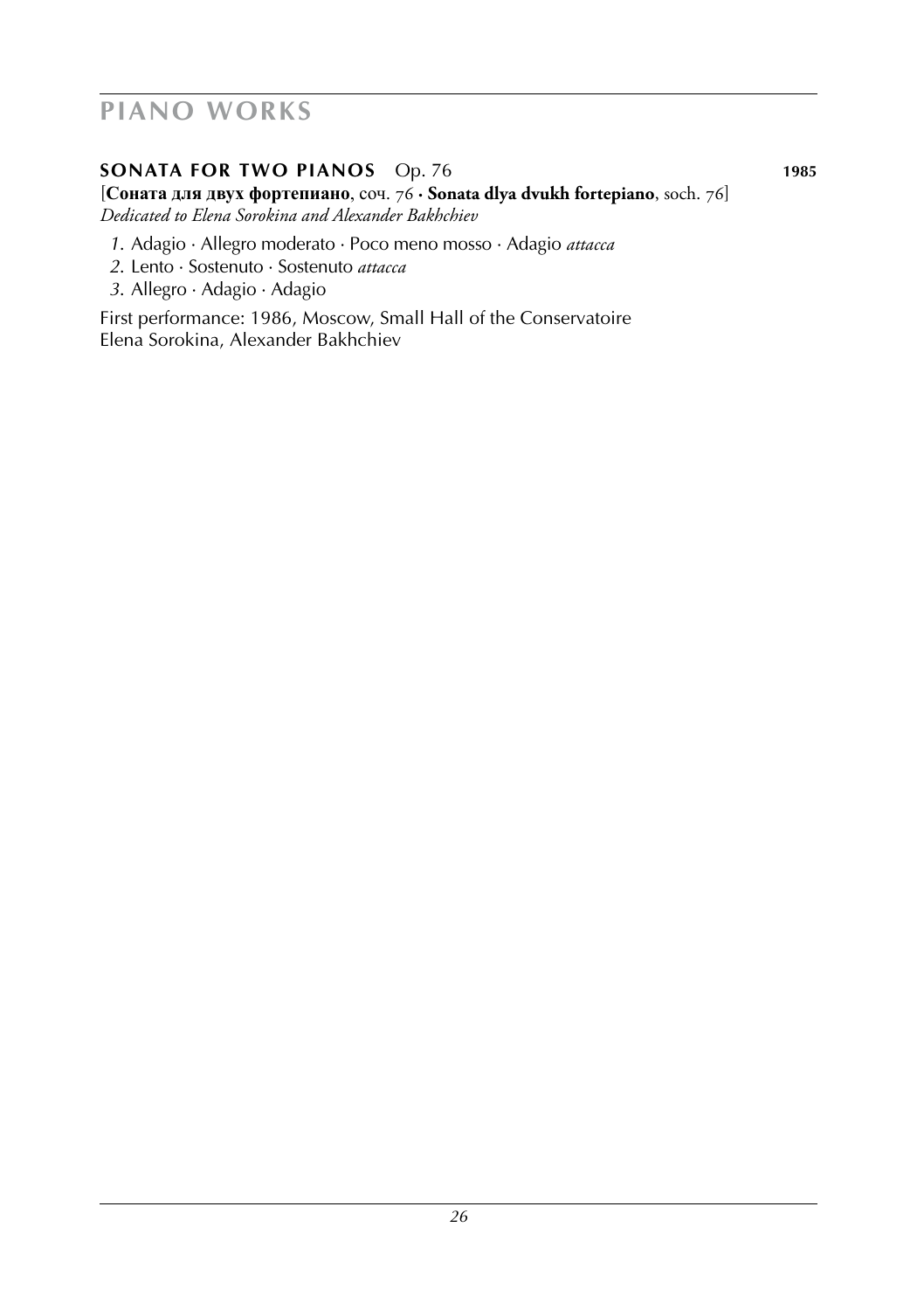## SONATA FOR TWO PIANOS Op. 76 **1985**

[**Соната для двух фортепиано**, соч. 76 · **Sonata dlya dvukh fortepiano**, soch. 76]
*Dedicated to Elena Sorokina and Alexander Bakhchiev*

*1.* Adagio · Allegro moderato · Poco meno mosso · Adagio *attacca*
*2.* Lento · Sostenuto · Sostenuto *attacca*
*3.* Allegro · Adagio · Adagio

First performance: 1986, Moscow, Small Hall of the Conservatoire
Elena Sorokina, Alexander Bakhchiev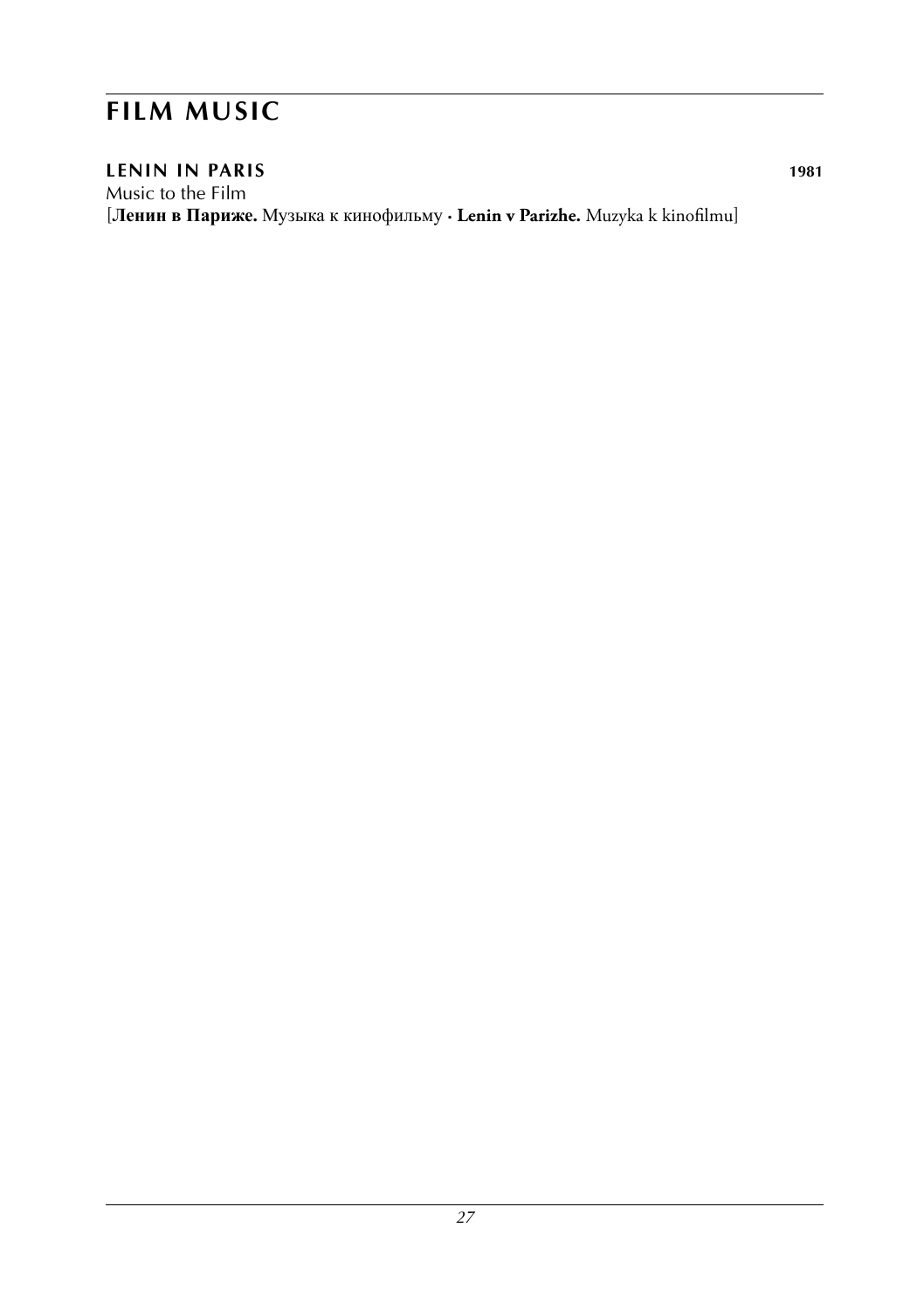# FILM MUSIC

## LENIN IN PARIS 1981

Music to the Film
[**Ленин в Париже.** Музыка к кинофильму · **Lenin v Parizhe.** Muzyka k kinofilmu]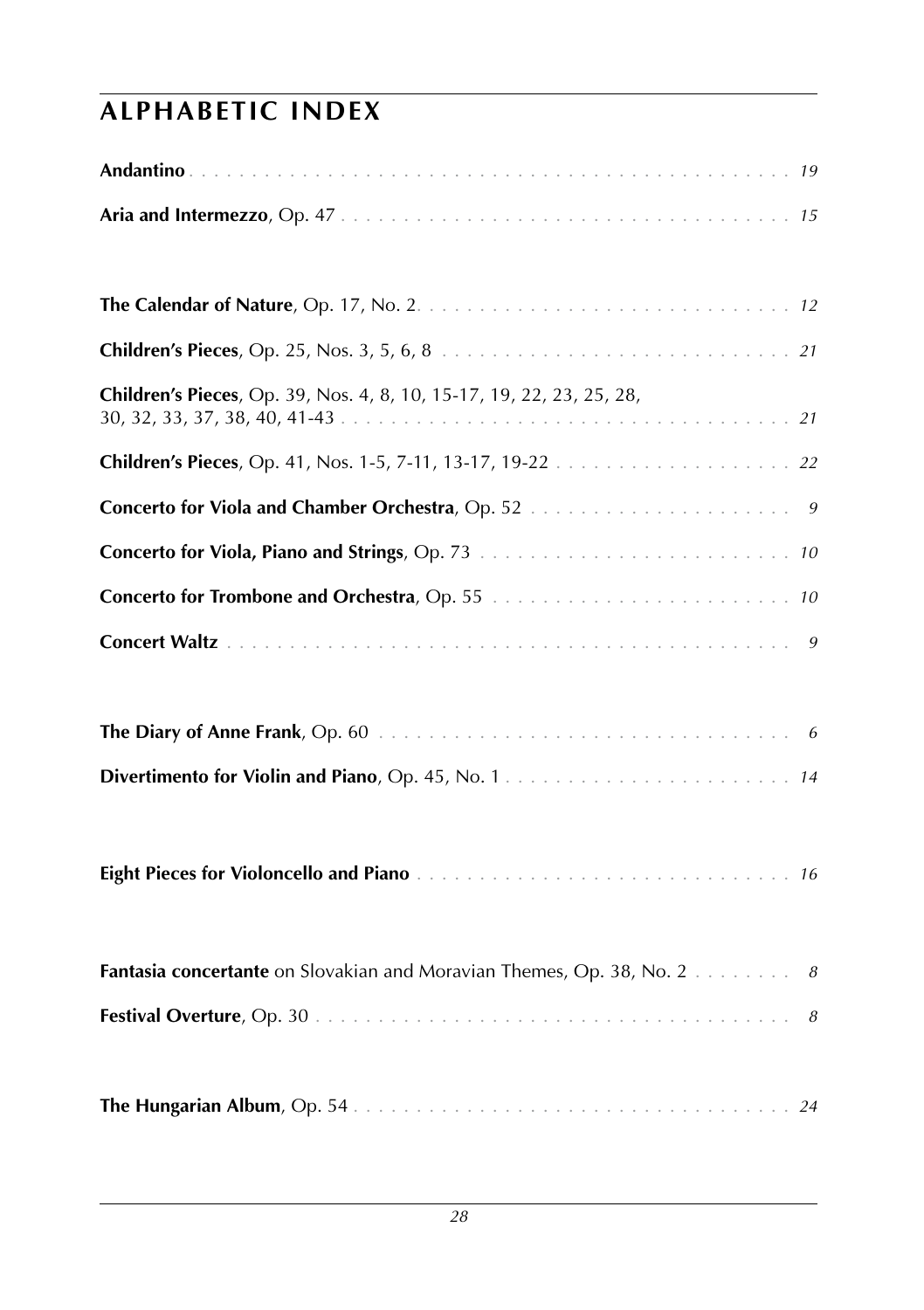## ALPHABETIC INDEX

**Andantino** . . . . . . . . . . . . . . . . . . . . . . . . . . . . . . . . . . . . . . . . . . . *19*

**Aria and Intermezzo**, Op. 47 . . . . . . . . . . . . . . . . . . . . . . . . . . . . . . . . . . *15*

**The Calendar of Nature**, Op. 17, No. 2. . . . . . . . . . . . . . . . . . . . . . . . . . . . *12*

**Children's Pieces**, Op. 25, Nos. 3, 5, 6, 8 . . . . . . . . . . . . . . . . . . . . . . . . . . *21*

**Children's Pieces**, Op. 39, Nos. 4, 8, 10, 15-17, 19, 22, 23, 25, 28, 30, 32, 33, 37, 38, 40, 41-43 . . . . . . . . . . . . . . . . . . . . . . . . . . . . . . . . . *21*

**Children's Pieces**, Op. 41, Nos. 1-5, 7-11, 13-17, 19-22 . . . . . . . . . . . . . . . . . *22*

**Concerto for Viola and Chamber Orchestra**, Op. 52 . . . . . . . . . . . . . . . . . . . . *9*

**Concerto for Viola, Piano and Strings**, Op. 73 . . . . . . . . . . . . . . . . . . . . . . . *10*

**Concerto for Trombone and Orchestra**, Op. 55 . . . . . . . . . . . . . . . . . . . . . . . *10*

**Concert Waltz** . . . . . . . . . . . . . . . . . . . . . . . . . . . . . . . . . . . . . . . . . . *9*

**The Diary of Anne Frank**, Op. 60 . . . . . . . . . . . . . . . . . . . . . . . . . . . . . . . *6*

**Divertimento for Violin and Piano**, Op. 45, No. 1 . . . . . . . . . . . . . . . . . . . . . . *14*

**Eight Pieces for Violoncello and Piano** . . . . . . . . . . . . . . . . . . . . . . . . . . . . *16*

**Fantasia concertante** on Slovakian and Moravian Themes, Op. 38, No. 2 . . . . . . . . *8*

**Festival Overture**, Op. 30 . . . . . . . . . . . . . . . . . . . . . . . . . . . . . . . . . . . . *8*

**The Hungarian Album**, Op. 54 . . . . . . . . . . . . . . . . . . . . . . . . . . . . . . . . . *24*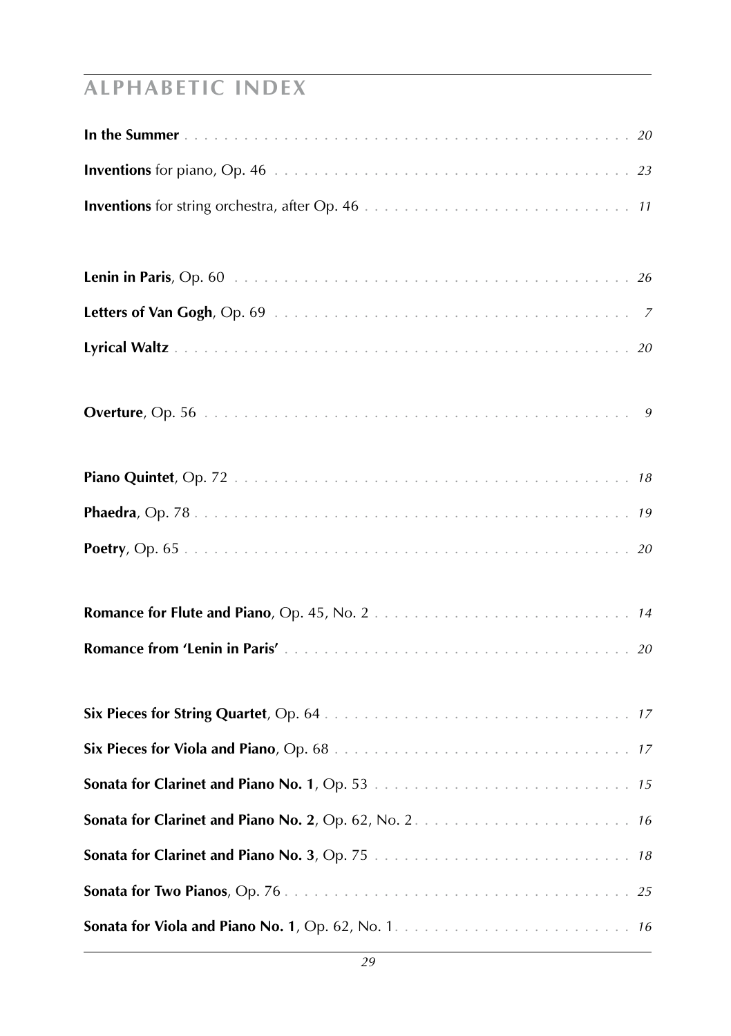## ALPHABETIC INDEX

**In the Summer** . . . . . . . . . . . . . . . . . . . . . . . . . . . . . . . . . . . . . . . . . . . *20*

**Inventions** for piano, Op. 46 . . . . . . . . . . . . . . . . . . . . . . . . . . . . . . . . . . . *23*

**Inventions** for string orchestra, after Op. 46 . . . . . . . . . . . . . . . . . . . . . . . . . . *11*

**Lenin in Paris**, Op. 60 . . . . . . . . . . . . . . . . . . . . . . . . . . . . . . . . . . . . . . . *26*

**Letters of Van Gogh**, Op. 69 . . . . . . . . . . . . . . . . . . . . . . . . . . . . . . . . . . . *7*

**Lyrical Waltz** . . . . . . . . . . . . . . . . . . . . . . . . . . . . . . . . . . . . . . . . . . . *20*

**Overture**, Op. 56 . . . . . . . . . . . . . . . . . . . . . . . . . . . . . . . . . . . . . . . . . . *9*

**Piano Quintet**, Op. 72 . . . . . . . . . . . . . . . . . . . . . . . . . . . . . . . . . . . . . . . *18*

**Phaedra**, Op. 78 . . . . . . . . . . . . . . . . . . . . . . . . . . . . . . . . . . . . . . . . . . *19*

**Poetry**, Op. 65 . . . . . . . . . . . . . . . . . . . . . . . . . . . . . . . . . . . . . . . . . . . *20*

**Romance for Flute and Piano**, Op. 45, No. 2 . . . . . . . . . . . . . . . . . . . . . . . . . . *14*

**Romance from 'Lenin in Paris'** . . . . . . . . . . . . . . . . . . . . . . . . . . . . . . . . . . *20*

**Six Pieces for String Quartet**, Op. 64 . . . . . . . . . . . . . . . . . . . . . . . . . . . . . . *17*

**Six Pieces for Viola and Piano**, Op. 68 . . . . . . . . . . . . . . . . . . . . . . . . . . . . . *17*

**Sonata for Clarinet and Piano No. 1**, Op. 53 . . . . . . . . . . . . . . . . . . . . . . . . . . *15*

**Sonata for Clarinet and Piano No. 2**, Op. 62, No. 2 . . . . . . . . . . . . . . . . . . . . . . *16*

**Sonata for Clarinet and Piano No. 3**, Op. 75 . . . . . . . . . . . . . . . . . . . . . . . . . . *18*

**Sonata for Two Pianos**, Op. 76 . . . . . . . . . . . . . . . . . . . . . . . . . . . . . . . . . . *25*

**Sonata for Viola and Piano No. 1**, Op. 62, No. 1 . . . . . . . . . . . . . . . . . . . . . . . . *16*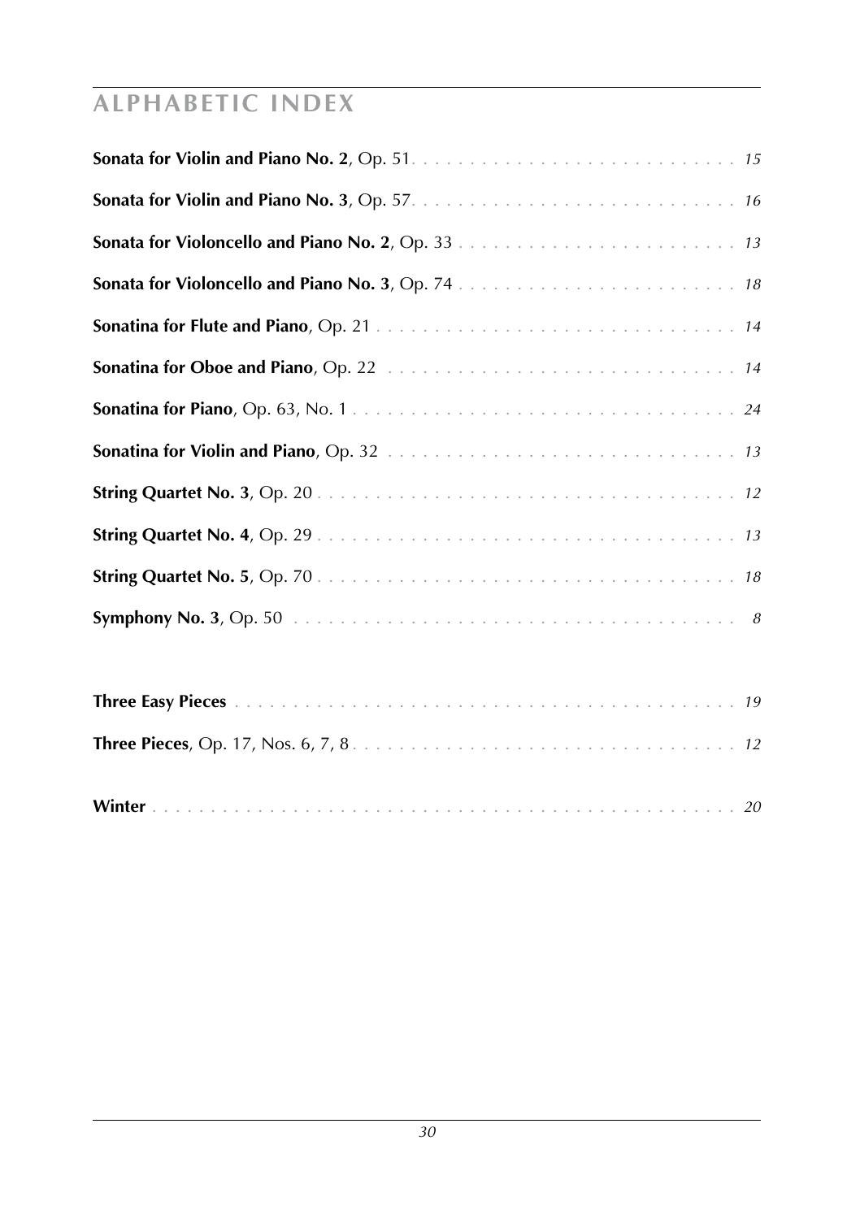## ALPHABETIC INDEX

**Sonata for Violin and Piano No. 2**, Op. 51 . . . . . . . . . . . . . . . . . . . . . . . . . . . . *15*

**Sonata for Violin and Piano No. 3**, Op. 57 . . . . . . . . . . . . . . . . . . . . . . . . . . . . *16*

**Sonata for Violoncello and Piano No. 2**, Op. 33 . . . . . . . . . . . . . . . . . . . . . . . . *13*

**Sonata for Violoncello and Piano No. 3**, Op. 74 . . . . . . . . . . . . . . . . . . . . . . . . *18*

**Sonatina for Flute and Piano**, Op. 21 . . . . . . . . . . . . . . . . . . . . . . . . . . . . . . . *14*

**Sonatina for Oboe and Piano**, Op. 22 . . . . . . . . . . . . . . . . . . . . . . . . . . . . . . *14*

**Sonatina for Piano**, Op. 63, No. 1 . . . . . . . . . . . . . . . . . . . . . . . . . . . . . . . . . *24*

**Sonatina for Violin and Piano**, Op. 32 . . . . . . . . . . . . . . . . . . . . . . . . . . . . . . *13*

**String Quartet No. 3**, Op. 20 . . . . . . . . . . . . . . . . . . . . . . . . . . . . . . . . . . . . *12*

**String Quartet No. 4**, Op. 29 . . . . . . . . . . . . . . . . . . . . . . . . . . . . . . . . . . . . *13*

**String Quartet No. 5**, Op. 70 . . . . . . . . . . . . . . . . . . . . . . . . . . . . . . . . . . . . *18*

**Symphony No. 3**, Op. 50 . . . . . . . . . . . . . . . . . . . . . . . . . . . . . . . . . . . . . . *8*

**Three Easy Pieces** . . . . . . . . . . . . . . . . . . . . . . . . . . . . . . . . . . . . . . . . . . *19*

**Three Pieces**, Op. 17, Nos. 6, 7, 8 . . . . . . . . . . . . . . . . . . . . . . . . . . . . . . . . *12*

**Winter** . . . . . . . . . . . . . . . . . . . . . . . . . . . . . . . . . . . . . . . . . . . . . . . . . *20*